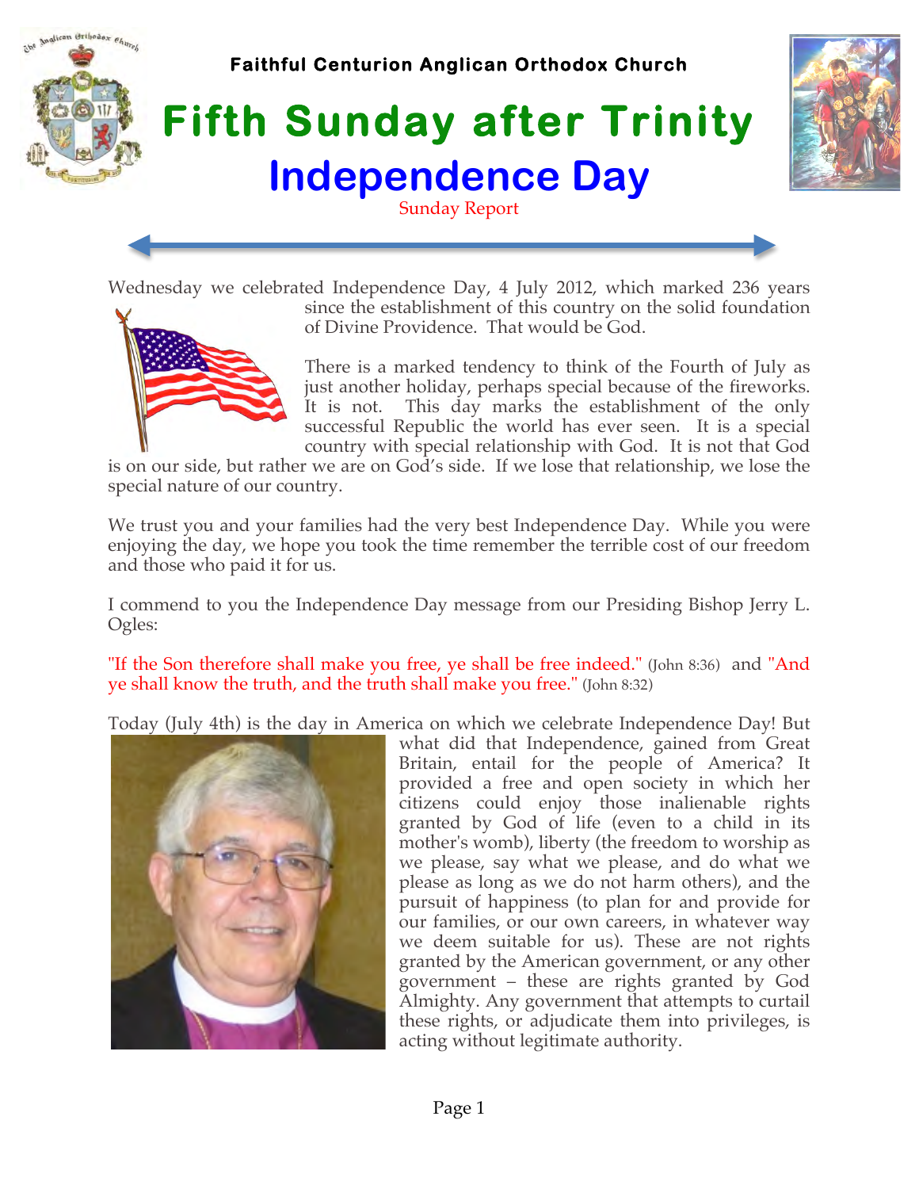**Faithful Centurion Anglican Orthodox Church**

# Fifth Sunday after Trinity

# Independence Day

Sunday Report

Wednesday we celebrated Independence Day, 4 July 2012, which marked 236 years since the establishment of this country on the solid foundation of Divine Providence. That would be God.

There is a marked tendency to think of the Fourth of July as just another holiday, perhaps special because of the fireworks. It is not. This day marks the establishment of the only successful Republic the world has ever seen. It is a special country with special relationship with God. It is not that God is on our side, but rather we are on God's side. If we lose that relationship, we lose the special nature of our country.

We trust you and your families had the very best Independence Day. While you were enjoying the day, we hope you took the time remember the terrible cost of our freedom and those who paid it for us.

I commend to you the Independence Day message from our Presiding Bishop Jerry L. Ogles:

"If the Son therefore shall make you free, ye shall be free indeed." (John 8:36) and "And ye shall know the truth, and the truth shall make you free." (John 8:32)

Today (July 4th) is the day in America on which we celebrate Independence Day! But what did that Independence, gained from Great Britain, entail for the people of America? It provided a free and open society in which her citizens could enjoy those inalienable rights granted by God of life (even to a child in its mother's womb), liberty (the freedom to worship as we please, say what we please, and do what we please as long as we do not harm others), and the pursuit of happiness (to plan for and provide for our families, or our own careers, in whatever way we deem suitable for us). These are not rights granted by the American government, or any other government – these are rights granted by God Almighty. Any government that attempts to curtail these rights, or adjudicate them into privileges, is acting without legitimate authority.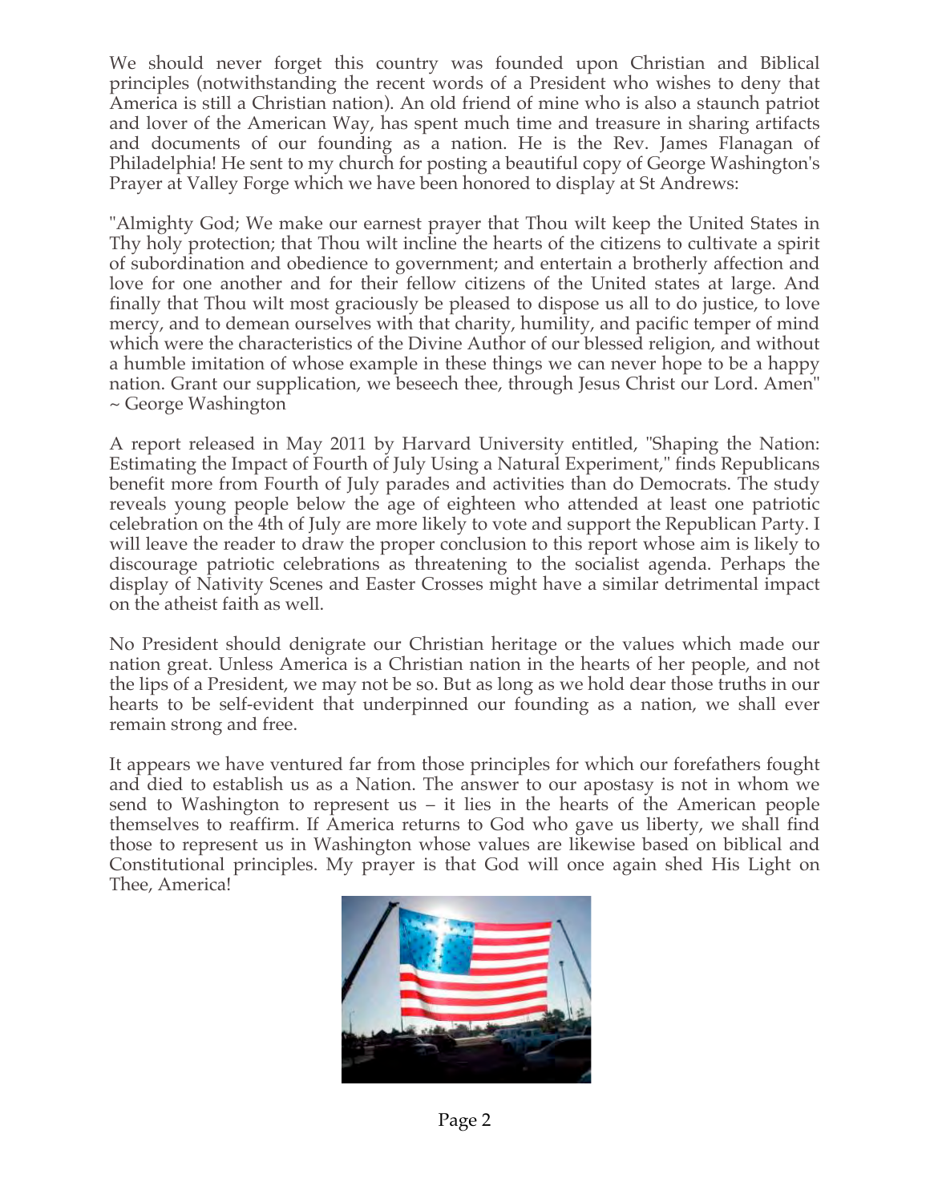We should never forget this country was founded upon Christian and Biblical principles (notwithstanding the recent words of a President who wishes to deny that America is still a Christian nation). An old friend of mine who is also a staunch patriot and lover of the American Way, has spent much time and treasure in sharing artifacts and documents of our founding as a nation. He is the Rev. James Flanagan of Philadelphia! He sent to my church for posting a beautiful copy of George Washington's Prayer at Valley Forge which we have been honored to display at St Andrews:

"Almighty God; We make our earnest prayer that Thou wilt keep the United States in Thy holy protection; that Thou wilt incline the hearts of the citizens to cultivate a spirit of subordination and obedience to government; and entertain a brotherly affection and love for one another and for their fellow citizens of the United states at large. And finally that Thou wilt most graciously be pleased to dispose us all to do justice, to love mercy, and to demean ourselves with that charity, humility, and pacific temper of mind which were the characteristics of the Divine Author of our blessed religion, and without a humble imitation of whose example in these things we can never hope to be a happy nation. Grant our supplication, we beseech thee, through Jesus Christ our Lord. Amen" ~ George Washington

A report released in May 2011 by Harvard University entitled, "Shaping the Nation: Estimating the Impact of Fourth of July Using a Natural Experiment," finds Republicans benefit more from Fourth of July parades and activities than do Democrats. The study reveals young people below the age of eighteen who attended at least one patriotic celebration on the 4th of July are more likely to vote and support the Republican Party. I will leave the reader to draw the proper conclusion to this report whose aim is likely to discourage patriotic celebrations as threatening to the socialist agenda. Perhaps the display of Nativity Scenes and Easter Crosses might have a similar detrimental impact on the atheist faith as well.

No President should denigrate our Christian heritage or the values which made our nation great. Unless America is a Christian nation in the hearts of her people, and not the lips of a President, we may not be so. But as long as we hold dear those truths in our hearts to be self-evident that underpinned our founding as a nation, we shall ever remain strong and free.

It appears we have ventured far from those principles for which our forefathers fought and died to establish us as a Nation. The answer to our apostasy is not in whom we send to Washington to represent us – it lies in the hearts of the American people themselves to reaffirm. If America returns to God who gave us liberty, we shall find those to represent us in Washington whose values are likewise based on biblical and Constitutional principles. My prayer is that God will once again shed His Light on Thee, America!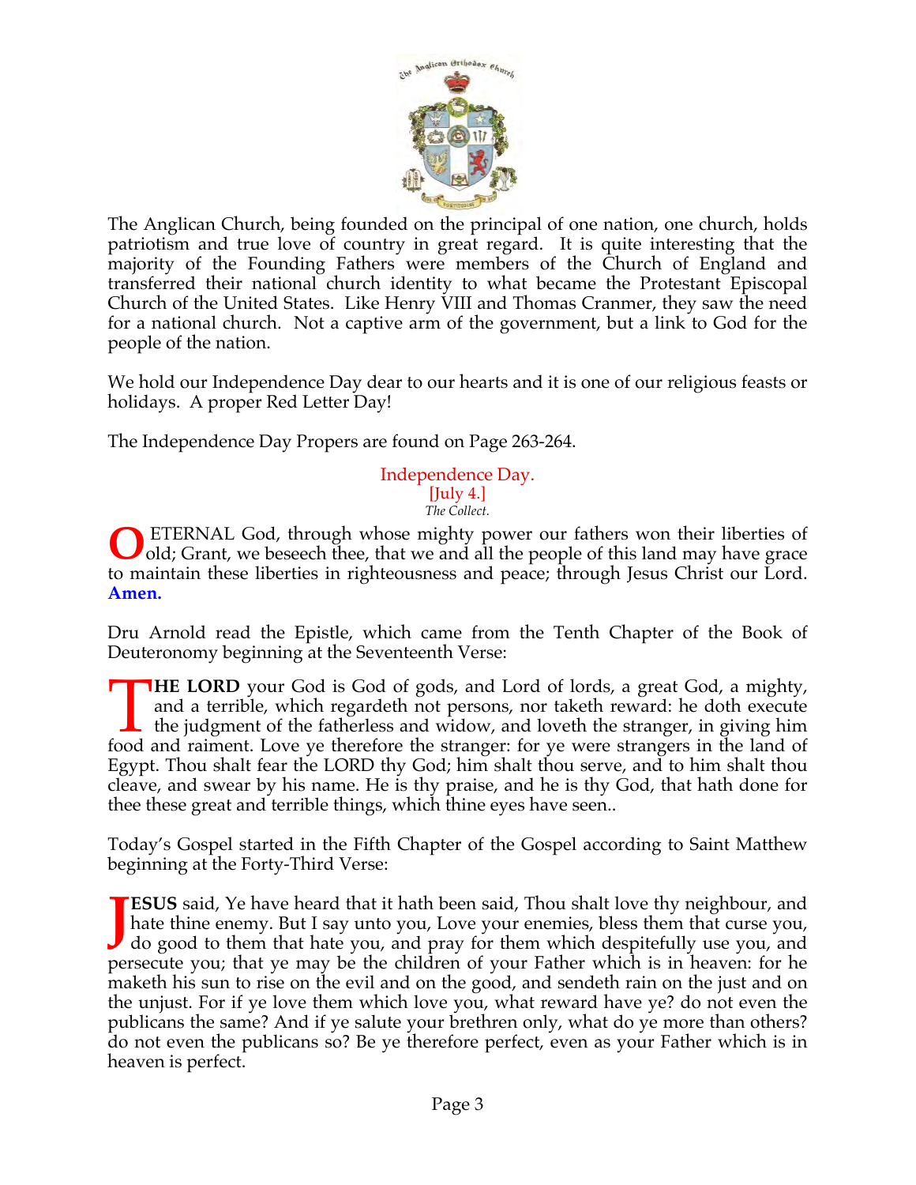The Anglican Church, being founded on the principal of one nation, one church, holds patriotism and true love of country in great regard. It is quite interesting that the majority of the Founding Fathers were members of the Church of England and transferred their national church identity to what became the Protestant Episcopal Church of the United States. Like Henry VIII and Thomas Cranmer, they saw the need for a national church. Not a captive arm of the government, but a link to God for the people of the nation.

We hold our Independence Day dear to our hearts and it is one of our religious feasts or holidays. A proper Red Letter Day!

The Independence Day Propers are found on Page 263-264.

## Independence Day.

[July 4.]

*The Collect.*

**O** ETERNAL God, through whose mighty power our fathers won their liberties of old; Grant, we beseech thee, that we and all the people of this land may have grace to maintain these liberties in righteousness and peace; through Jesus Christ our Lord. **Amen.**

Dru Arnold read the Epistle, which came from the Tenth Chapter of the Book of Deuteronomy beginning at the Seventeenth Verse:

**THE LORD** your God is God of gods, and Lord of lords, a great God, a mighty, and a terrible, which regardeth not persons, nor taketh reward: he doth execute the judgment of the fatherless and widow, and loveth the stranger, in giving him food and raiment. Love ye therefore the stranger: for ye were strangers in the land of Egypt. Thou shalt fear the LORD thy God; him shalt thou serve, and to him shalt thou cleave, and swear by his name. He is thy praise, and he is thy God, that hath done for thee these great and terrible things, which thine eyes have seen..

Today's Gospel started in the Fifth Chapter of the Gospel according to Saint Matthew beginning at the Forty-Third Verse:

**JESUS** said, Ye have heard that it hath been said, Thou shalt love thy neighbour, and hate thine enemy. But I say unto you, Love your enemies, bless them that curse you, do good to them that hate you, and pray for them which despitefully use you, and persecute you; that ye may be the children of your Father which is in heaven: for he maketh his sun to rise on the evil and on the good, and sendeth rain on the just and on the unjust. For if ye love them which love you, what reward have ye? do not even the publicans the same? And if ye salute your brethren only, what do ye more than others? do not even the publicans so? Be ye therefore perfect, even as your Father which is in heaven is perfect.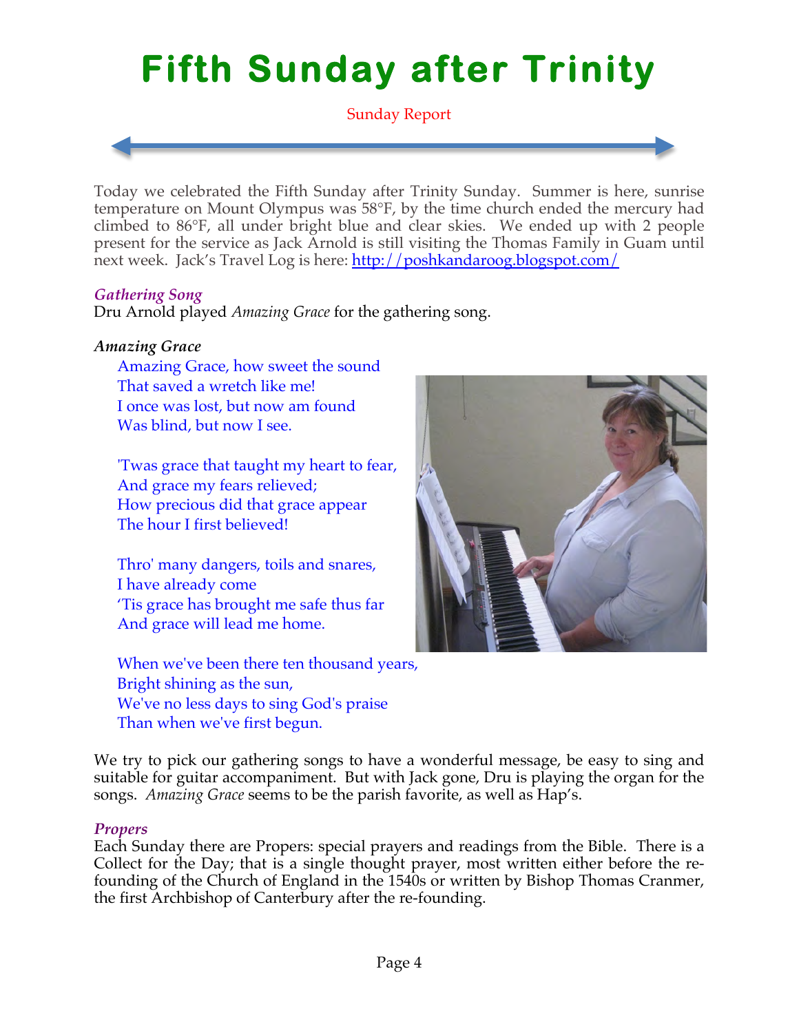# Fifth Sunday after Trinity

Sunday Report

Today we celebrated the Fifth Sunday after Trinity Sunday. Summer is here, sunrise temperature on Mount Olympus was 58°F, by the time church ended the mercury had climbed to 86°F, all under bright blue and clear skies. We ended up with 2 people present for the service as Jack Arnold is still visiting the Thomas Family in Guam until next week. Jack's Travel Log is here: http://poshkandaroog.blogspot.com/

***Gathering Song***

Dru Arnold played *Amazing Grace* for the gathering song.

***Amazing Grace***

Amazing Grace, how sweet the sound
That saved a wretch like me!
I once was lost, but now am found
Was blind, but now I see.

'Twas grace that taught my heart to fear,
And grace my fears relieved;
How precious did that grace appear
The hour I first believed!

Thro' many dangers, toils and snares,
I have already come
'Tis grace has brought me safe thus far
And grace will lead me home.

When we've been there ten thousand years,
Bright shining as the sun,
We've no less days to sing God's praise
Than when we've first begun.

We try to pick our gathering songs to have a wonderful message, be easy to sing and suitable for guitar accompaniment. But with Jack gone, Dru is playing the organ for the songs. *Amazing Grace* seems to be the parish favorite, as well as Hap's.

***Propers***

Each Sunday there are Propers: special prayers and readings from the Bible. There is a Collect for the Day; that is a single thought prayer, most written either before the re-founding of the Church of England in the 1540s or written by Bishop Thomas Cranmer, the first Archbishop of Canterbury after the re-founding.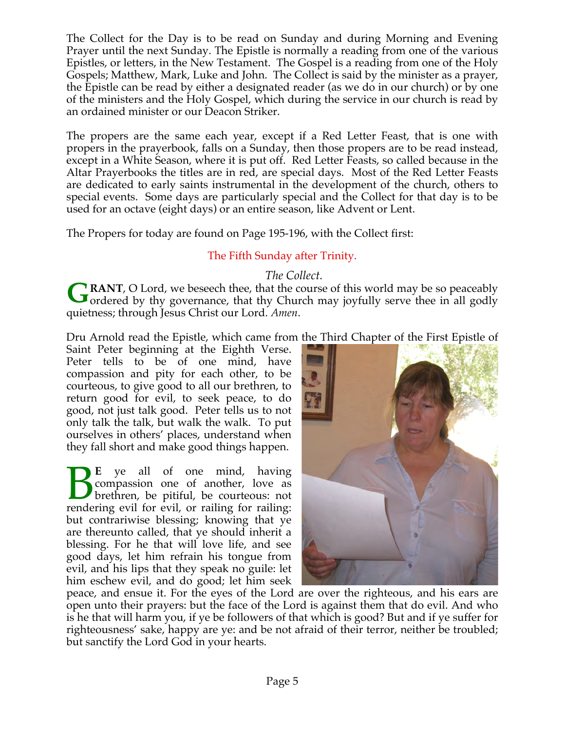The Collect for the Day is to be read on Sunday and during Morning and Evening Prayer until the next Sunday. The Epistle is normally a reading from one of the various Epistles, or letters, in the New Testament. The Gospel is a reading from one of the Holy Gospels; Matthew, Mark, Luke and John. The Collect is said by the minister as a prayer, the Epistle can be read by either a designated reader (as we do in our church) or by one of the ministers and the Holy Gospel, which during the service in our church is read by an ordained minister or our Deacon Striker.

The propers are the same each year, except if a Red Letter Feast, that is one with propers in the prayerbook, falls on a Sunday, then those propers are to be read instead, except in a White Season, where it is put off. Red Letter Feasts, so called because in the Altar Prayerbooks the titles are in red, are special days. Most of the Red Letter Feasts are dedicated to early saints instrumental in the development of the church, others to special events. Some days are particularly special and the Collect for that day is to be used for an octave (eight days) or an entire season, like Advent or Lent.

The Propers for today are found on Page 195-196, with the Collect first:

## The Fifth Sunday after Trinity.

*The Collect.*

**GRANT**, O Lord, we beseech thee, that the course of this world may be so peaceably ordered by thy governance, that thy Church may joyfully serve thee in all godly quietness; through Jesus Christ our Lord. *Amen*.

Dru Arnold read the Epistle, which came from the Third Chapter of the First Epistle of Saint Peter beginning at the Eighth Verse. Peter tells to be of one mind, have compassion and pity for each other, to be courteous, to give good to all our brethren, to return good for evil, to seek peace, to do good, not just talk good. Peter tells us to not only talk the talk, but walk the walk. To put ourselves in others' places, understand when they fall short and make good things happen.

**BE** ye all of one mind, having compassion one of another, love as brethren, be pitiful, be courteous: not rendering evil for evil, or railing for railing: but contrariwise blessing; knowing that ye are thereunto called, that ye should inherit a blessing. For he that will love life, and see good days, let him refrain his tongue from evil, and his lips that they speak no guile: let him eschew evil, and do good; let him seek peace, and ensue it. For the eyes of the Lord are over the righteous, and his ears are open unto their prayers: but the face of the Lord is against them that do evil. And who is he that will harm you, if ye be followers of that which is good? But and if ye suffer for righteousness' sake, happy are ye: and be not afraid of their terror, neither be troubled; but sanctify the Lord God in your hearts.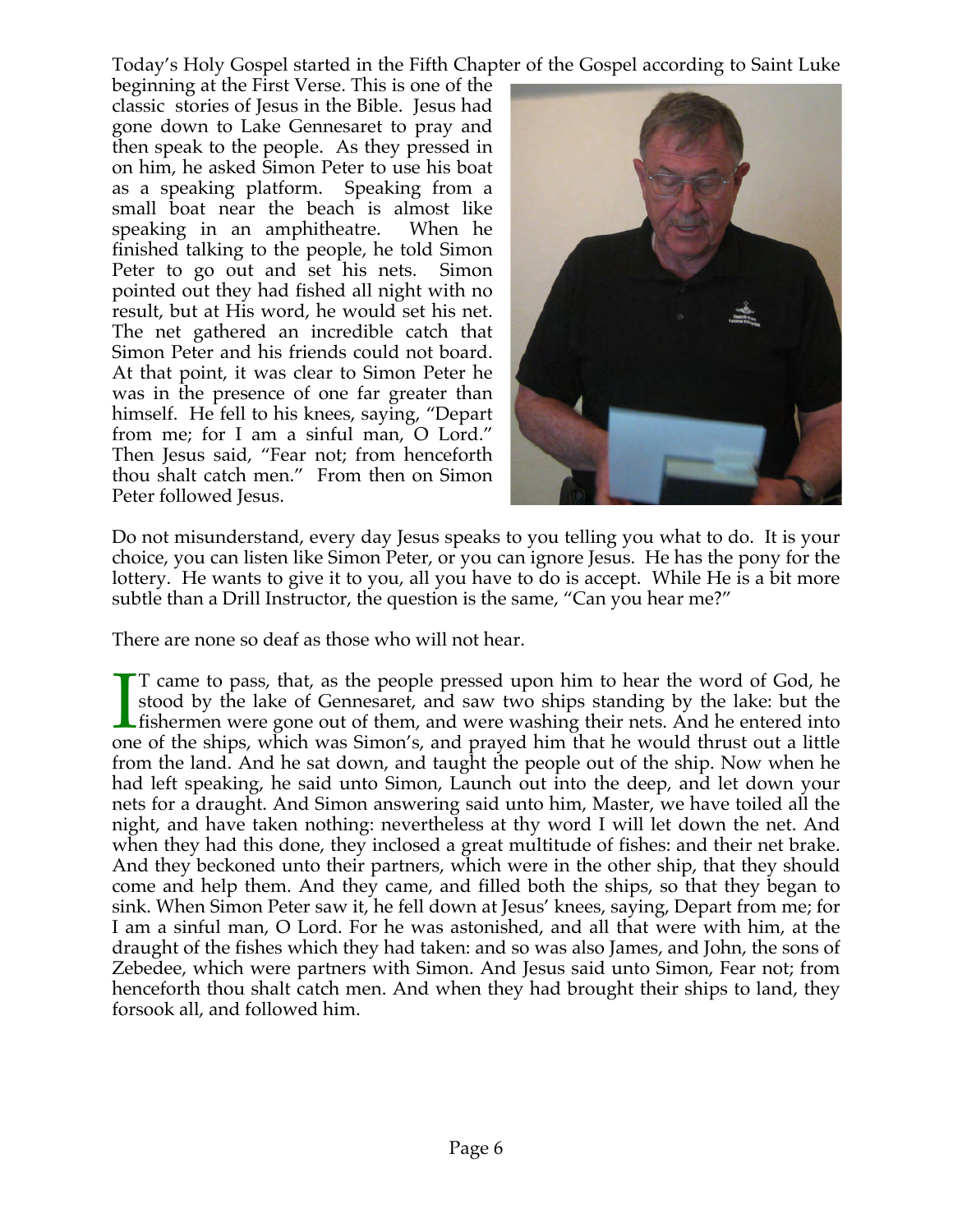Today's Holy Gospel started in the Fifth Chapter of the Gospel according to Saint Luke beginning at the First Verse. This is one of the classic stories of Jesus in the Bible. Jesus had gone down to Lake Gennesaret to pray and then speak to the people. As they pressed in on him, he asked Simon Peter to use his boat as a speaking platform. Speaking from a small boat near the beach is almost like speaking in an amphitheatre. When he finished talking to the people, he told Simon Peter to go out and set his nets. Simon pointed out they had fished all night with no result, but at His word, he would set his net. The net gathered an incredible catch that Simon Peter and his friends could not board. At that point, it was clear to Simon Peter he was in the presence of one far greater than himself. He fell to his knees, saying, "Depart from me; for I am a sinful man, O Lord." Then Jesus said, "Fear not; from henceforth thou shalt catch men." From then on Simon Peter followed Jesus.

Do not misunderstand, every day Jesus speaks to you telling you what to do. It is your choice, you can listen like Simon Peter, or you can ignore Jesus. He has the pony for the lottery. He wants to give it to you, all you have to do is accept. While He is a bit more subtle than a Drill Instructor, the question is the same, "Can you hear me?"

There are none so deaf as those who will not hear.

IT came to pass, that, as the people pressed upon him to hear the word of God, he stood by the lake of Gennesaret, and saw two ships standing by the lake: but the fishermen were gone out of them, and were washing their nets. And he entered into one of the ships, which was Simon's, and prayed him that he would thrust out a little from the land. And he sat down, and taught the people out of the ship. Now when he had left speaking, he said unto Simon, Launch out into the deep, and let down your nets for a draught. And Simon answering said unto him, Master, we have toiled all the night, and have taken nothing: nevertheless at thy word I will let down the net. And when they had this done, they inclosed a great multitude of fishes: and their net brake. And they beckoned unto their partners, which were in the other ship, that they should come and help them. And they came, and filled both the ships, so that they began to sink. When Simon Peter saw it, he fell down at Jesus' knees, saying, Depart from me; for I am a sinful man, O Lord. For he was astonished, and all that were with him, at the draught of the fishes which they had taken: and so was also James, and John, the sons of Zebedee, which were partners with Simon. And Jesus said unto Simon, Fear not; from henceforth thou shalt catch men. And when they had brought their ships to land, they forsook all, and followed him.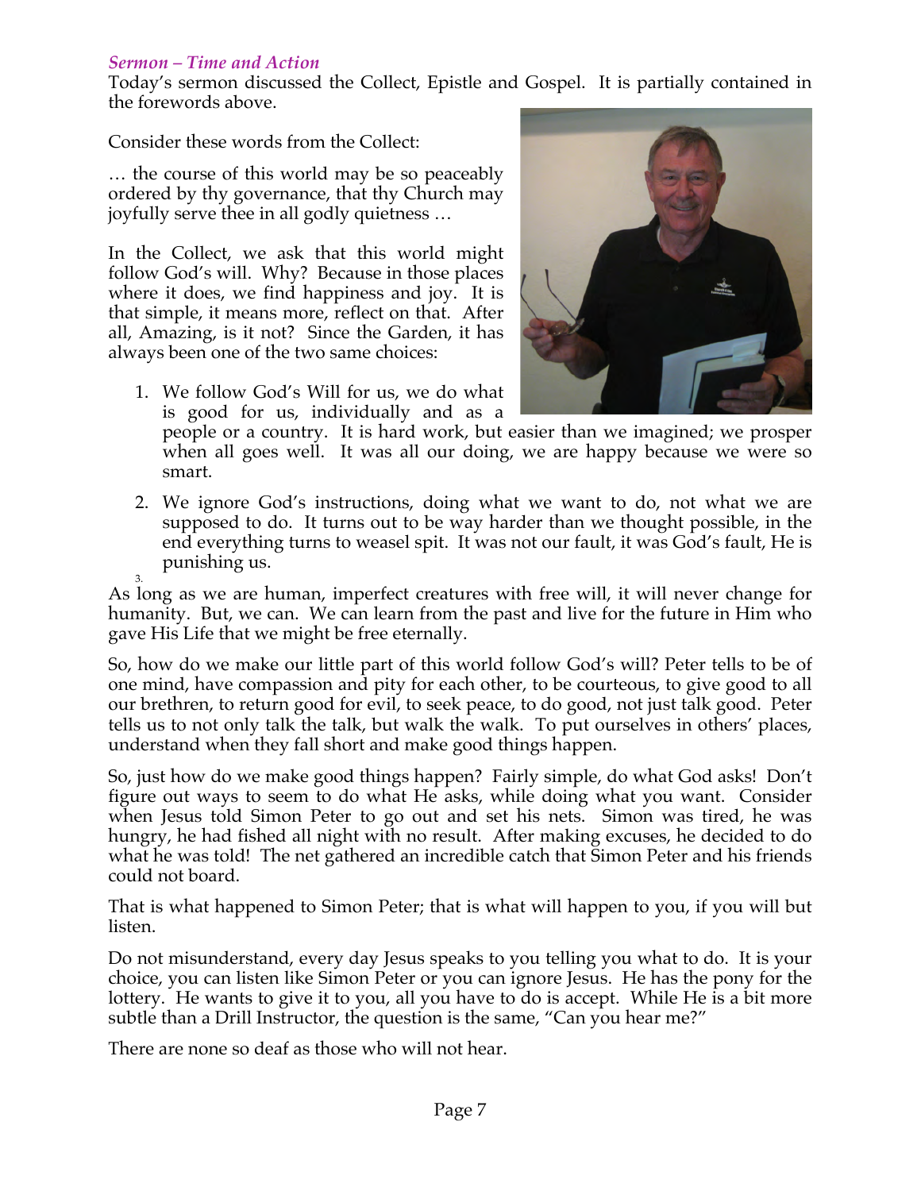*Sermon – Time and Action*

Today's sermon discussed the Collect, Epistle and Gospel. It is partially contained in the forewords above.

Consider these words from the Collect:

… the course of this world may be so peaceably ordered by thy governance, that thy Church may joyfully serve thee in all godly quietness …

In the Collect, we ask that this world might follow God's will. Why? Because in those places where it does, we find happiness and joy. It is that simple, it means more, reflect on that. After all, Amazing, is it not? Since the Garden, it has always been one of the two same choices:

1. We follow God's Will for us, we do what is good for us, individually and as a people or a country. It is hard work, but easier than we imagined; we prosper when all goes well. It was all our doing, we are happy because we were so smart.
2. We ignore God's instructions, doing what we want to do, not what we are supposed to do. It turns out to be way harder than we thought possible, in the end everything turns to weasel spit. It was not our fault, it was God's fault, He is punishing us.
3.

As long as we are human, imperfect creatures with free will, it will never change for humanity. But, we can. We can learn from the past and live for the future in Him who gave His Life that we might be free eternally.

So, how do we make our little part of this world follow God's will? Peter tells to be of one mind, have compassion and pity for each other, to be courteous, to give good to all our brethren, to return good for evil, to seek peace, to do good, not just talk good. Peter tells us to not only talk the talk, but walk the walk. To put ourselves in others' places, understand when they fall short and make good things happen.

So, just how do we make good things happen? Fairly simple, do what God asks! Don't figure out ways to seem to do what He asks, while doing what you want. Consider when Jesus told Simon Peter to go out and set his nets. Simon was tired, he was hungry, he had fished all night with no result. After making excuses, he decided to do what he was told! The net gathered an incredible catch that Simon Peter and his friends could not board.

That is what happened to Simon Peter; that is what will happen to you, if you will but listen.

Do not misunderstand, every day Jesus speaks to you telling you what to do. It is your choice, you can listen like Simon Peter or you can ignore Jesus. He has the pony for the lottery. He wants to give it to you, all you have to do is accept. While He is a bit more subtle than a Drill Instructor, the question is the same, "Can you hear me?"

There are none so deaf as those who will not hear.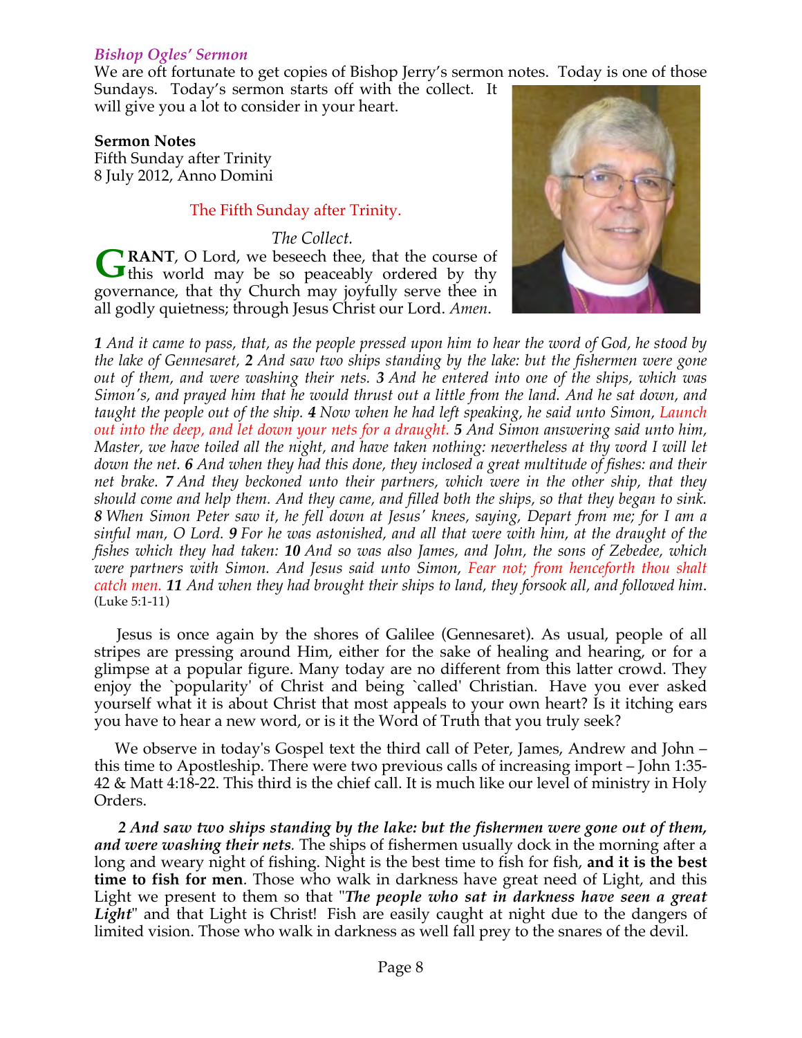### *Bishop Ogles' Sermon*

We are oft fortunate to get copies of Bishop Jerry's sermon notes. Today is one of those Sundays. Today's sermon starts off with the collect. It will give you a lot to consider in your heart.

**Sermon Notes**
Fifth Sunday after Trinity
8 July 2012, Anno Domini

The Fifth Sunday after Trinity.

*The Collect.*

**GRANT**, O Lord, we beseech thee, that the course of this world may be so peaceably ordered by thy governance, that thy Church may joyfully serve thee in all godly quietness; through Jesus Christ our Lord. *Amen*.

***1*** *And it came to pass, that, as the people pressed upon him to hear the word of God, he stood by the lake of Gennesaret,* ***2*** *And saw two ships standing by the lake: but the fishermen were gone out of them, and were washing their nets.* ***3*** *And he entered into one of the ships, which was Simon's, and prayed him that he would thrust out a little from the land. And he sat down, and taught the people out of the ship.* ***4*** *Now when he had left speaking, he said unto Simon, Launch out into the deep, and let down your nets for a draught.* ***5*** *And Simon answering said unto him, Master, we have toiled all the night, and have taken nothing: nevertheless at thy word I will let down the net.* ***6*** *And when they had this done, they inclosed a great multitude of fishes: and their net brake.* ***7*** *And they beckoned unto their partners, which were in the other ship, that they should come and help them. And they came, and filled both the ships, so that they began to sink.* ***8*** *When Simon Peter saw it, he fell down at Jesus' knees, saying, Depart from me; for I am a sinful man, O Lord.* ***9*** *For he was astonished, and all that were with him, at the draught of the fishes which they had taken:* ***10*** *And so was also James, and John, the sons of Zebedee, which were partners with Simon. And Jesus said unto Simon, Fear not; from henceforth thou shalt catch men.* ***11*** *And when they had brought their ships to land, they forsook all, and followed him.* (Luke 5:1-11)

Jesus is once again by the shores of Galilee (Gennesaret). As usual, people of all stripes are pressing around Him, either for the sake of healing and hearing, or for a glimpse at a popular figure. Many today are no different from this latter crowd. They enjoy the `popularity' of Christ and being `called' Christian. Have you ever asked yourself what it is about Christ that most appeals to your own heart? Is it itching ears you have to hear a new word, or is it the Word of Truth that you truly seek?

We observe in today's Gospel text the third call of Peter, James, Andrew and John – this time to Apostleship. There were two previous calls of increasing import – John 1:35-42 & Matt 4:18-22. This third is the chief call. It is much like our level of ministry in Holy Orders.

***2 And saw two ships standing by the lake: but the fishermen were gone out of them, and were washing their nets****.* The ships of fishermen usually dock in the morning after a long and weary night of fishing. Night is the best time to fish for fish, **and it is the best time to fish for men**. Those who walk in darkness have great need of Light, and this Light we present to them so that "***The people who sat in darkness have seen a great Light***" and that Light is Christ! Fish are easily caught at night due to the dangers of limited vision. Those who walk in darkness as well fall prey to the snares of the devil.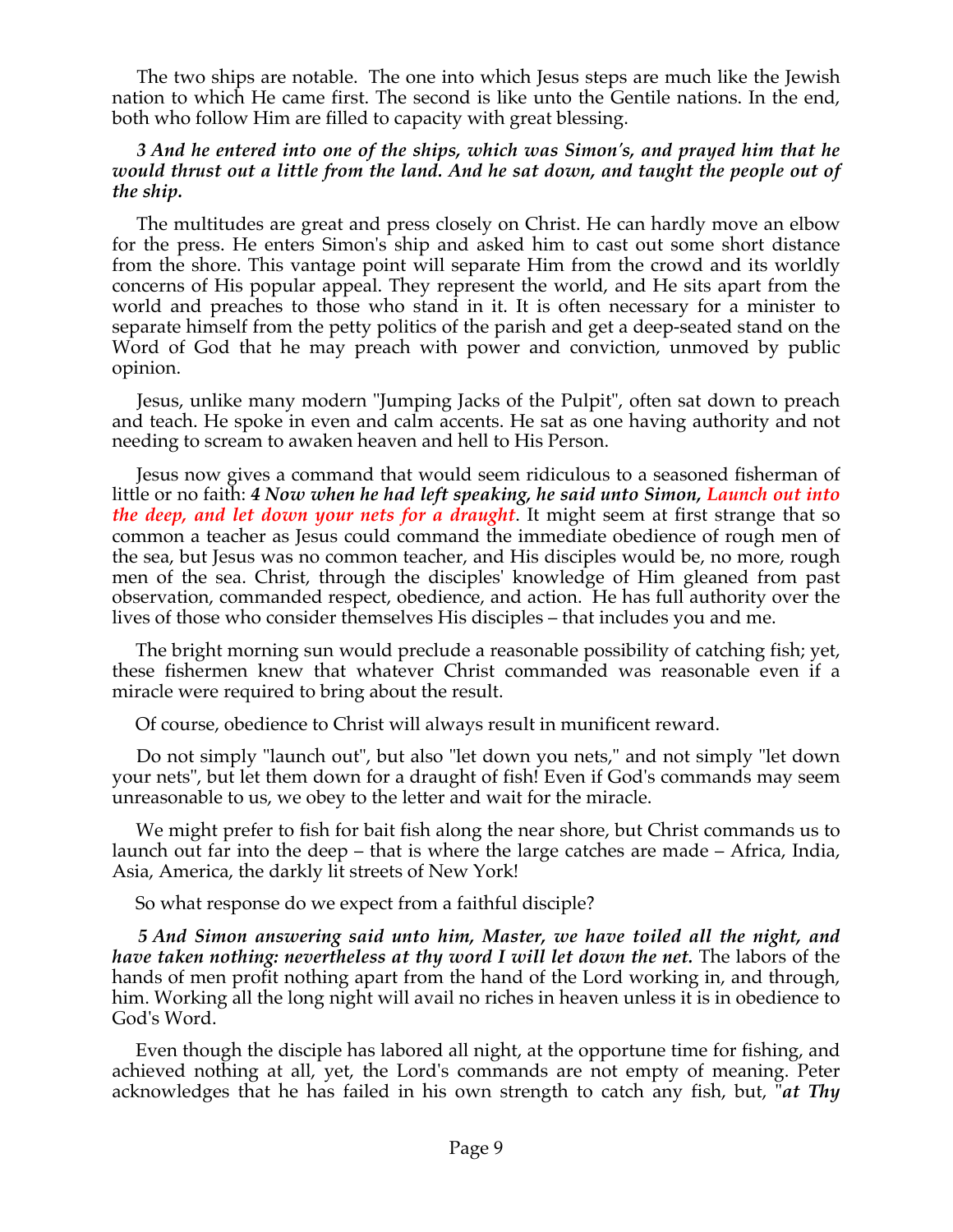The two ships are notable. The one into which Jesus steps are much like the Jewish nation to which He came first. The second is like unto the Gentile nations. In the end, both who follow Him are filled to capacity with great blessing.

***3 And he entered into one of the ships, which was Simon's, and prayed him that he would thrust out a little from the land. And he sat down, and taught the people out of the ship.***

The multitudes are great and press closely on Christ. He can hardly move an elbow for the press. He enters Simon's ship and asked him to cast out some short distance from the shore. This vantage point will separate Him from the crowd and its worldly concerns of His popular appeal. They represent the world, and He sits apart from the world and preaches to those who stand in it. It is often necessary for a minister to separate himself from the petty politics of the parish and get a deep-seated stand on the Word of God that he may preach with power and conviction, unmoved by public opinion.

Jesus, unlike many modern "Jumping Jacks of the Pulpit", often sat down to preach and teach. He spoke in even and calm accents. He sat as one having authority and not needing to scream to awaken heaven and hell to His Person.

Jesus now gives a command that would seem ridiculous to a seasoned fisherman of little or no faith: ***4 Now when he had left speaking, he said unto Simon, Launch out into the deep, and let down your nets for a draught***. It might seem at first strange that so common a teacher as Jesus could command the immediate obedience of rough men of the sea, but Jesus was no common teacher, and His disciples would be, no more, rough men of the sea. Christ, through the disciples' knowledge of Him gleaned from past observation, commanded respect, obedience, and action. He has full authority over the lives of those who consider themselves His disciples – that includes you and me.

The bright morning sun would preclude a reasonable possibility of catching fish; yet, these fishermen knew that whatever Christ commanded was reasonable even if a miracle were required to bring about the result.

Of course, obedience to Christ will always result in munificent reward.

Do not simply "launch out", but also "let down you nets," and not simply "let down your nets", but let them down for a draught of fish! Even if God's commands may seem unreasonable to us, we obey to the letter and wait for the miracle.

We might prefer to fish for bait fish along the near shore, but Christ commands us to launch out far into the deep – that is where the large catches are made – Africa, India, Asia, America, the darkly lit streets of New York!

So what response do we expect from a faithful disciple?

***5 And Simon answering said unto him, Master, we have toiled all the night, and have taken nothing: nevertheless at thy word I will let down the net.*** The labors of the hands of men profit nothing apart from the hand of the Lord working in, and through, him. Working all the long night will avail no riches in heaven unless it is in obedience to God's Word.

Even though the disciple has labored all night, at the opportune time for fishing, and achieved nothing at all, yet, the Lord's commands are not empty of meaning. Peter acknowledges that he has failed in his own strength to catch any fish, but, "***at Thy***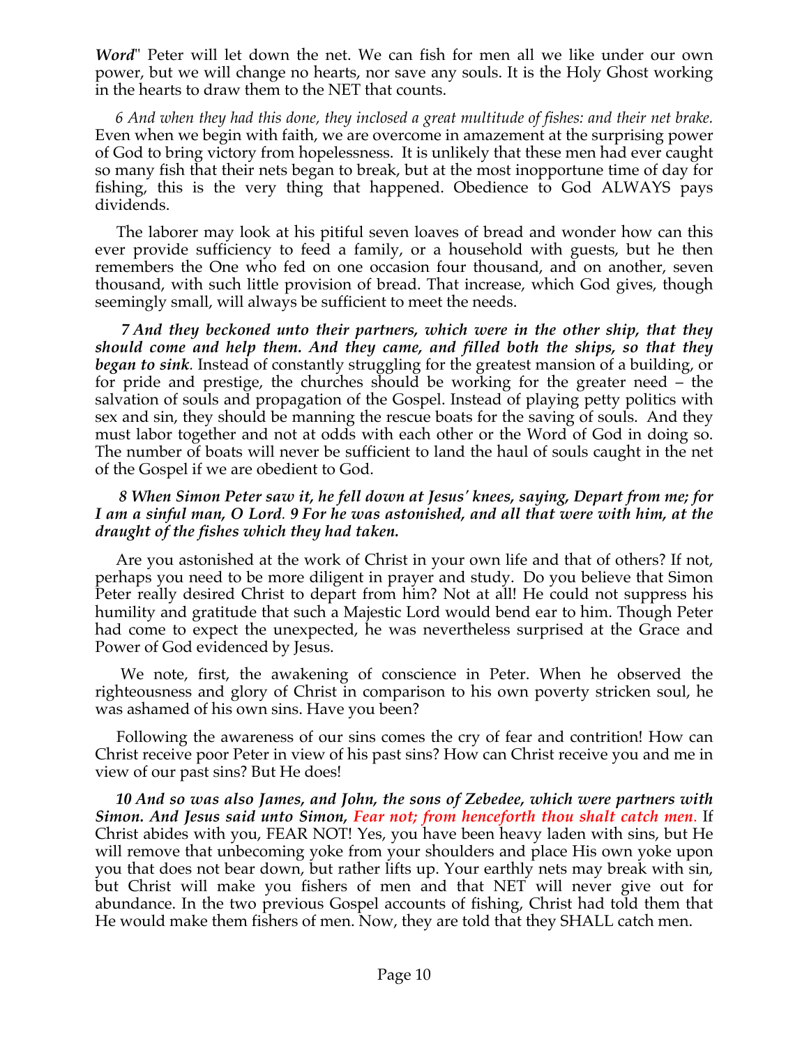***Word***" Peter will let down the net. We can fish for men all we like under our own power, but we will change no hearts, nor save any souls. It is the Holy Ghost working in the hearts to draw them to the NET that counts.

*6 And when they had this done, they inclosed a great multitude of fishes: and their net brake.* Even when we begin with faith, we are overcome in amazement at the surprising power of God to bring victory from hopelessness. It is unlikely that these men had ever caught so many fish that their nets began to break, but at the most inopportune time of day for fishing, this is the very thing that happened. Obedience to God ALWAYS pays dividends.

The laborer may look at his pitiful seven loaves of bread and wonder how can this ever provide sufficiency to feed a family, or a household with guests, but he then remembers the One who fed on one occasion four thousand, and on another, seven thousand, with such little provision of bread. That increase, which God gives, though seemingly small, will always be sufficient to meet the needs.

***7 And they beckoned unto their partners, which were in the other ship, that they should come and help them. And they came, and filled both the ships, so that they began to sink.*** Instead of constantly struggling for the greatest mansion of a building, or for pride and prestige, the churches should be working for the greater need – the salvation of souls and propagation of the Gospel. Instead of playing petty politics with sex and sin, they should be manning the rescue boats for the saving of souls. And they must labor together and not at odds with each other or the Word of God in doing so. The number of boats will never be sufficient to land the haul of souls caught in the net of the Gospel if we are obedient to God.

***8 When Simon Peter saw it, he fell down at Jesus' knees, saying, Depart from me; for I am a sinful man, O Lord. 9 For he was astonished, and all that were with him, at the draught of the fishes which they had taken.***

Are you astonished at the work of Christ in your own life and that of others? If not, perhaps you need to be more diligent in prayer and study. Do you believe that Simon Peter really desired Christ to depart from him? Not at all! He could not suppress his humility and gratitude that such a Majestic Lord would bend ear to him. Though Peter had come to expect the unexpected, he was nevertheless surprised at the Grace and Power of God evidenced by Jesus.

We note, first, the awakening of conscience in Peter. When he observed the righteousness and glory of Christ in comparison to his own poverty stricken soul, he was ashamed of his own sins. Have you been?

Following the awareness of our sins comes the cry of fear and contrition! How can Christ receive poor Peter in view of his past sins? How can Christ receive you and me in view of our past sins? But He does!

***10 And so was also James, and John, the sons of Zebedee, which were partners with Simon. And Jesus said unto Simon, Fear not; from henceforth thou shalt catch men.*** If Christ abides with you, FEAR NOT! Yes, you have been heavy laden with sins, but He will remove that unbecoming yoke from your shoulders and place His own yoke upon you that does not bear down, but rather lifts up. Your earthly nets may break with sin, but Christ will make you fishers of men and that NET will never give out for abundance. In the two previous Gospel accounts of fishing, Christ had told them that He would make them fishers of men. Now, they are told that they SHALL catch men.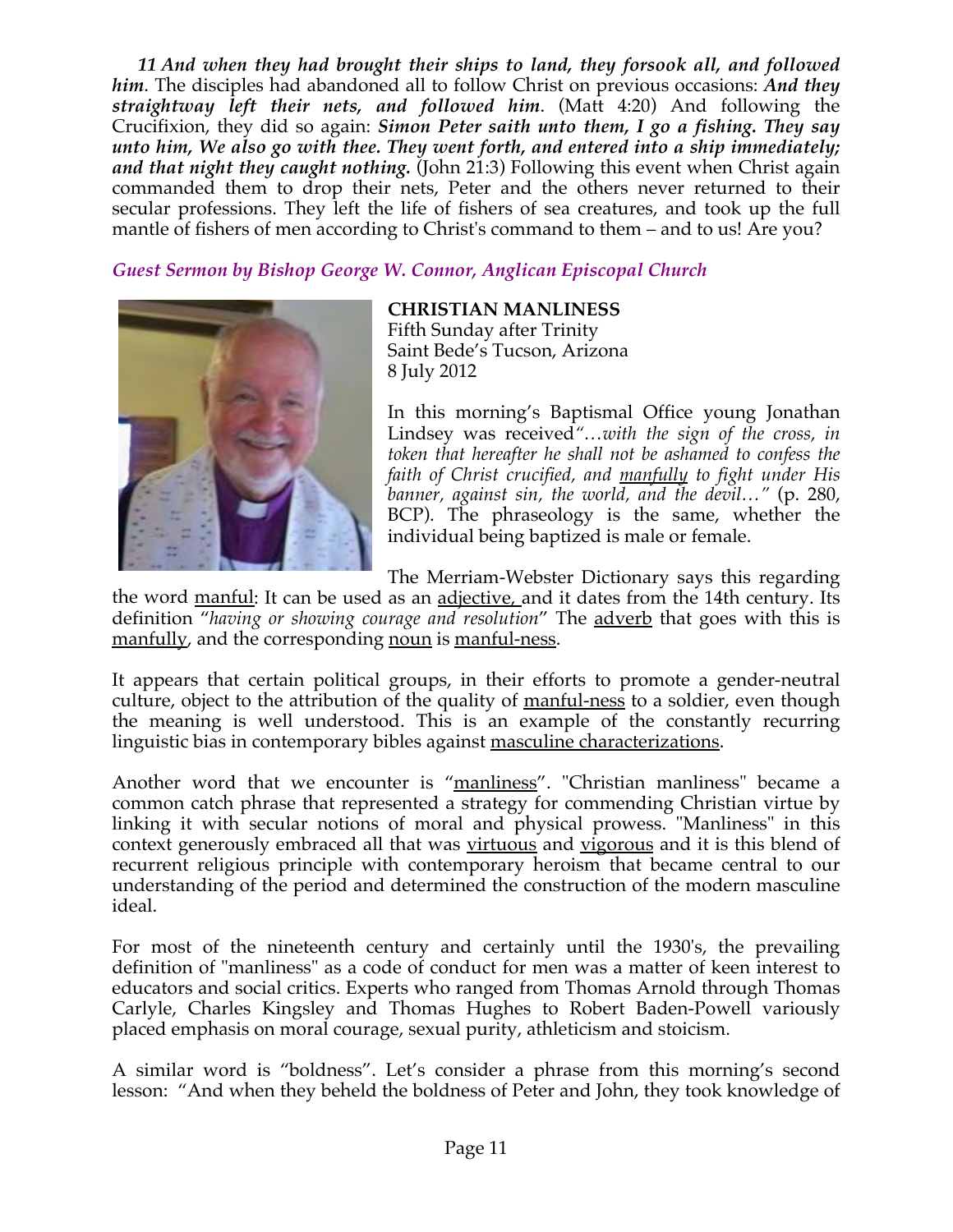*11 And when they had brought their ships to land, they forsook all, and followed him*. The disciples had abandoned all to follow Christ on previous occasions: ***And they straightway left their nets, and followed him***. (Matt 4:20) And following the Crucifixion, they did so again: ***Simon Peter saith unto them, I go a fishing. They say unto him, We also go with thee. They went forth, and entered into a ship immediately; and that night they caught nothing.*** (John 21:3) Following this event when Christ again commanded them to drop their nets, Peter and the others never returned to their secular professions. They left the life of fishers of sea creatures, and took up the full mantle of fishers of men according to Christ's command to them – and to us! Are you?

*Guest Sermon by Bishop George W. Connor, Anglican Episcopal Church*

**CHRISTIAN MANLINESS**
Fifth Sunday after Trinity
Saint Bede's Tucson, Arizona
8 July 2012

In this morning's Baptismal Office young Jonathan Lindsey was received*"…with the sign of the cross, in token that hereafter he shall not be ashamed to confess the faith of Christ crucified, and manfully to fight under His banner, against sin, the world, and the devil…"* (p. 280, BCP). The phraseology is the same, whether the individual being baptized is male or female.

The Merriam-Webster Dictionary says this regarding the word manful: It can be used as an adjective, and it dates from the 14th century. Its definition "*having or showing courage and resolution*" The adverb that goes with this is manfully, and the corresponding noun is manful-ness.

It appears that certain political groups, in their efforts to promote a gender-neutral culture, object to the attribution of the quality of manful-ness to a soldier, even though the meaning is well understood. This is an example of the constantly recurring linguistic bias in contemporary bibles against masculine characterizations.

Another word that we encounter is "manliness". "Christian manliness" became a common catch phrase that represented a strategy for commending Christian virtue by linking it with secular notions of moral and physical prowess. "Manliness" in this context generously embraced all that was virtuous and vigorous and it is this blend of recurrent religious principle with contemporary heroism that became central to our understanding of the period and determined the construction of the modern masculine ideal.

For most of the nineteenth century and certainly until the 1930's, the prevailing definition of "manliness" as a code of conduct for men was a matter of keen interest to educators and social critics. Experts who ranged from Thomas Arnold through Thomas Carlyle, Charles Kingsley and Thomas Hughes to Robert Baden-Powell variously placed emphasis on moral courage, sexual purity, athleticism and stoicism.

A similar word is "boldness". Let's consider a phrase from this morning's second lesson: "And when they beheld the boldness of Peter and John, they took knowledge of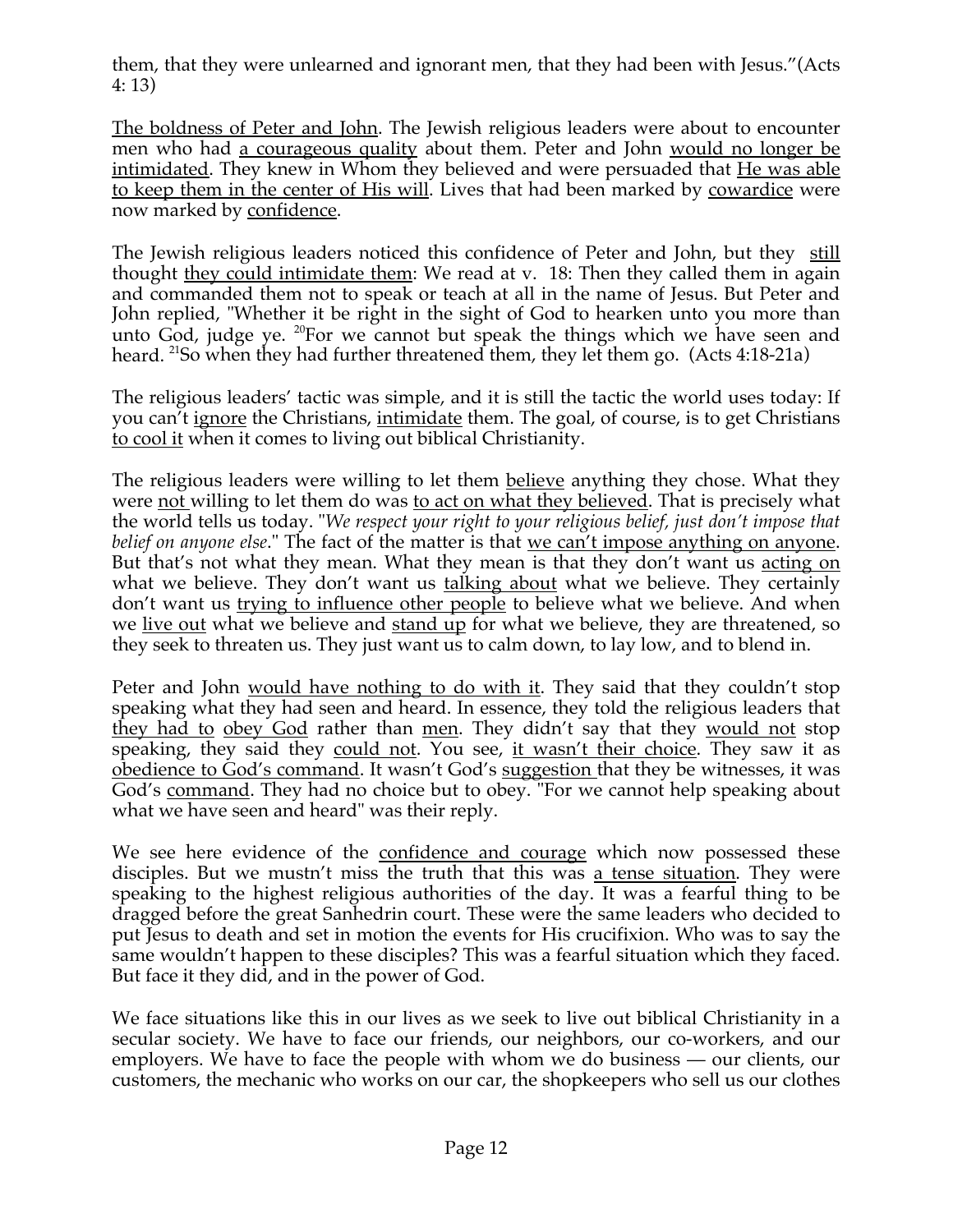them, that they were unlearned and ignorant men, that they had been with Jesus."(Acts 4: 13)

<u>The boldness of Peter and John</u>. The Jewish religious leaders were about to encounter men who had <u>a courageous quality</u> about them. Peter and John <u>would no longer be intimidated</u>. They knew in Whom they believed and were persuaded that <u>He was able to keep them in the center of His will</u>. Lives that had been marked by <u>cowardice</u> were now marked by <u>confidence</u>.

The Jewish religious leaders noticed this confidence of Peter and John, but they <u>still</u> thought <u>they could intimidate them</u>: We read at v. 18: Then they called them in again and commanded them not to speak or teach at all in the name of Jesus. But Peter and John replied, "Whether it be right in the sight of God to hearken unto you more than unto God, judge ye. [20]For we cannot but speak the things which we have seen and heard. [21]So when they had further threatened them, they let them go. (Acts 4:18-21a)

The religious leaders' tactic was simple, and it is still the tactic the world uses today: If you can't <u>ignore</u> the Christians, <u>intimidate</u> them. The goal, of course, is to get Christians <u>to cool it</u> when it comes to living out biblical Christianity.

The religious leaders were willing to let them <u>believe</u> anything they chose. What they were <u>not</u> willing to let them do was <u>to act on what they believed</u>. That is precisely what the world tells us today. "*We respect your right to your religious belief, just don't impose that belief on anyone else*." The fact of the matter is that <u>we can't impose anything on anyone</u>. But that's not what they mean. What they mean is that they don't want us <u>acting on</u> what we believe. They don't want us <u>talking about</u> what we believe. They certainly don't want us <u>trying to influence other people</u> to believe what we believe. And when we <u>live out</u> what we believe and <u>stand up</u> for what we believe, they are threatened, so they seek to threaten us. They just want us to calm down, to lay low, and to blend in.

Peter and John <u>would have nothing to do with it</u>. They said that they couldn't stop speaking what they had seen and heard. In essence, they told the religious leaders that <u>they had to</u> <u>obey God</u> rather than <u>men</u>. They didn't say that they <u>would not</u> stop speaking, they said they <u>could not</u>. You see, <u>it wasn't their choice</u>. They saw it as <u>obedience to God's command</u>. It wasn't God's <u>suggestion</u> that they be witnesses, it was God's <u>command</u>. They had no choice but to obey. "For we cannot help speaking about what we have seen and heard" was their reply.

We see here evidence of the <u>confidence and courage</u> which now possessed these disciples. But we mustn't miss the truth that this was <u>a tense situation</u>. They were speaking to the highest religious authorities of the day. It was a fearful thing to be dragged before the great Sanhedrin court. These were the same leaders who decided to put Jesus to death and set in motion the events for His crucifixion. Who was to say the same wouldn't happen to these disciples? This was a fearful situation which they faced. But face it they did, and in the power of God.

We face situations like this in our lives as we seek to live out biblical Christianity in a secular society. We have to face our friends, our neighbors, our co-workers, and our employers. We have to face the people with whom we do business — our clients, our customers, the mechanic who works on our car, the shopkeepers who sell us our clothes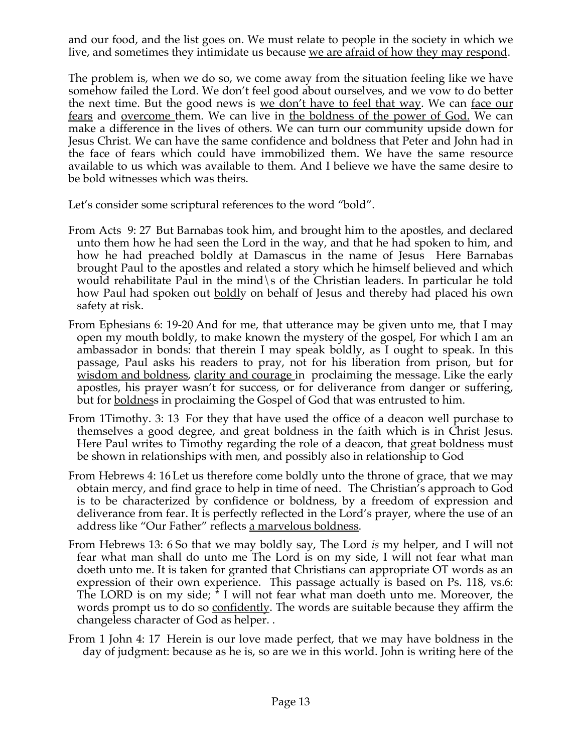and our food, and the list goes on. We must relate to people in the society in which we live, and sometimes they intimidate us because <u>we are afraid of how they may respond</u>.

The problem is, when we do so, we come away from the situation feeling like we have somehow failed the Lord. We don't feel good about ourselves, and we vow to do better the next time. But the good news is <u>we don't have to feel that way</u>. We can <u>face our fears</u> and <u>overcome</u> them. We can live in <u>the boldness of the power of God.</u> We can make a difference in the lives of others. We can turn our community upside down for Jesus Christ. We can have the same confidence and boldness that Peter and John had in the face of fears which could have immobilized them. We have the same resource available to us which was available to them. And I believe we have the same desire to be bold witnesses which was theirs.

Let's consider some scriptural references to the word "bold".

From Acts 9: 27 But Barnabas took him, and brought him to the apostles, and declared unto them how he had seen the Lord in the way, and that he had spoken to him, and how he had preached boldly at Damascus in the name of Jesus Here Barnabas brought Paul to the apostles and related a story which he himself believed and which would rehabilitate Paul in the mind\s of the Christian leaders. In particular he told how Paul had spoken out <u>bold</u>ly on behalf of Jesus and thereby had placed his own safety at risk.

From Ephesians 6: 19-20 And for me, that utterance may be given unto me, that I may open my mouth boldly, to make known the mystery of the gospel, For which I am an ambassador in bonds: that therein I may speak boldly, as I ought to speak. In this passage, Paul asks his readers to pray, not for his liberation from prison, but for <u>wisdom and boldness</u>, <u>clarity and courage</u> in proclaiming the message. Like the early apostles, his prayer wasn't for success, or for deliverance from danger or suffering, but for <u>boldnes</u>s in proclaiming the Gospel of God that was entrusted to him.

From 1Timothy. 3: 13 For they that have used the office of a deacon well purchase to themselves a good degree, and great boldness in the faith which is in Christ Jesus. Here Paul writes to Timothy regarding the role of a deacon, that <u>great boldness</u> must be shown in relationships with men, and possibly also in relationship to God

From Hebrews 4: 16 Let us therefore come boldly unto the throne of grace, that we may obtain mercy, and find grace to help in time of need. The Christian's approach to God is to be characterized by confidence or boldness, by a freedom of expression and deliverance from fear. It is perfectly reflected in the Lord's prayer, where the use of an address like "Our Father" reflects <u>a marvelous boldness</u>.

From Hebrews 13: 6 So that we may boldly say, The Lord *is* my helper, and I will not fear what man shall do unto me The Lord is on my side, I will not fear what man doeth unto me. It is taken for granted that Christians can appropriate OT words as an expression of their own experience. This passage actually is based on Ps. 118, vs.6: The LORD is on my side; * I will not fear what man doeth unto me. Moreover, the words prompt us to do so <u>confidently</u>. The words are suitable because they affirm the changeless character of God as helper. .

From 1 John 4: 17 Herein is our love made perfect, that we may have boldness in the day of judgment: because as he is, so are we in this world. John is writing here of the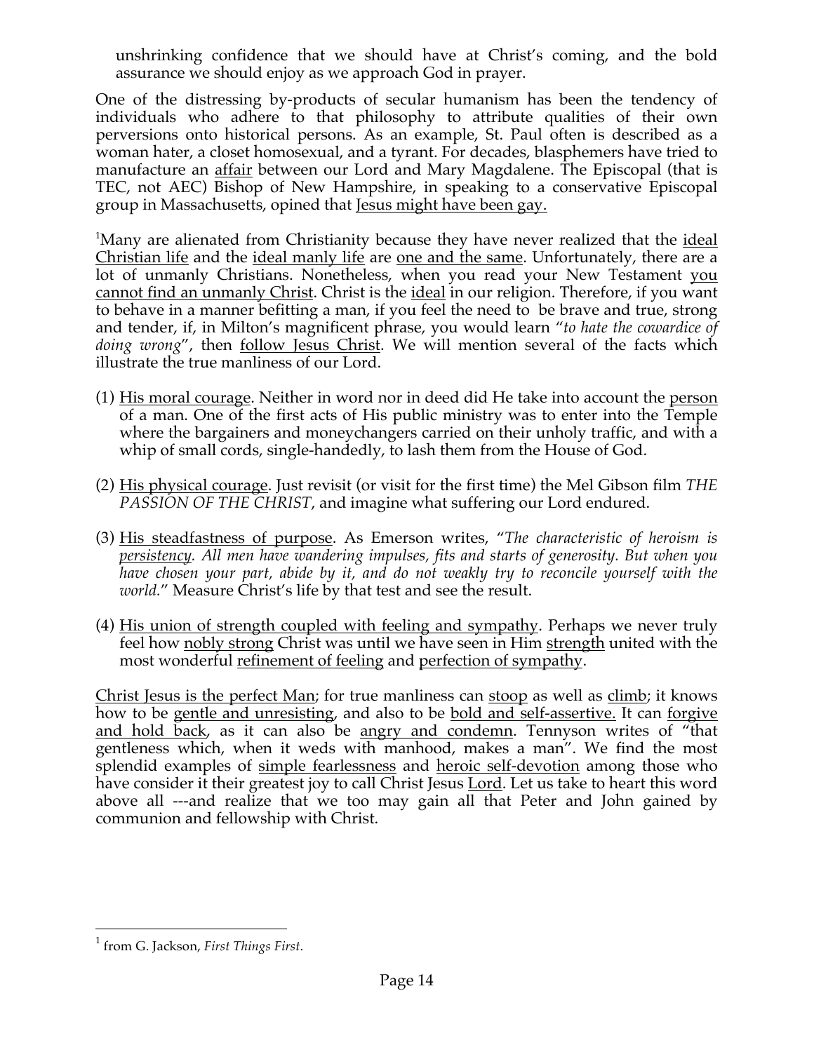unshrinking confidence that we should have at Christ's coming, and the bold assurance we should enjoy as we approach God in prayer.

One of the distressing by-products of secular humanism has been the tendency of individuals who adhere to that philosophy to attribute qualities of their own perversions onto historical persons. As an example, St. Paul often is described as a woman hater, a closet homosexual, and a tyrant. For decades, blasphemers have tried to manufacture an <u>affair</u> between our Lord and Mary Magdalene. The Episcopal (that is TEC, not AEC) Bishop of New Hampshire, in speaking to a conservative Episcopal group in Massachusetts, opined that <u>Jesus might have been gay.</u>

[1]Many are alienated from Christianity because they have never realized that the <u>ideal Christian life</u> and the <u>ideal manly life</u> are <u>one and the same</u>. Unfortunately, there are a lot of unmanly Christians. Nonetheless, when you read your New Testament <u>you cannot find an unmanly Christ</u>. Christ is the <u>ideal</u> in our religion. Therefore, if you want to behave in a manner befitting a man, if you feel the need to be brave and true, strong and tender, if, in Milton's magnificent phrase, you would learn "*to hate the cowardice of doing wrong*", then <u>follow Jesus Christ</u>. We will mention several of the facts which illustrate the true manliness of our Lord.

(1) <u>His moral courage</u>. Neither in word nor in deed did He take into account the <u>person</u> of a man. One of the first acts of His public ministry was to enter into the Temple where the bargainers and moneychangers carried on their unholy traffic, and with a whip of small cords, single-handedly, to lash them from the House of God.

(2) <u>His physical courage</u>. Just revisit (or visit for the first time) the Mel Gibson film *THE PASSION OF THE CHRIST*, and imagine what suffering our Lord endured.

(3) <u>His steadfastness of purpose</u>. As Emerson writes, "*The characteristic of heroism is <u>persistency</u>. All men have wandering impulses, fits and starts of generosity. But when you have chosen your part, abide by it, and do not weakly try to reconcile yourself with the world.*" Measure Christ's life by that test and see the result.

(4) <u>His union of strength coupled with feeling and sympathy</u>. Perhaps we never truly feel how <u>nobly strong</u> Christ was until we have seen in Him <u>strength</u> united with the most wonderful <u>refinement of feeling</u> and <u>perfection of sympathy</u>.

<u>Christ Jesus is the perfect Man</u>; for true manliness can <u>stoop</u> as well as <u>climb</u>; it knows how to be <u>gentle and unresisting</u>, and also to be <u>bold and self-assertive.</u> It can <u>forgive and hold back</u>, as it can also be <u>angry and condemn</u>. Tennyson writes of "that gentleness which, when it weds with manhood, makes a man". We find the most splendid examples of <u>simple fearlessness</u> and <u>heroic self-devotion</u> among those who have consider it their greatest joy to call Christ Jesus <u>Lord</u>. Let us take to heart this word above all ---and realize that we too may gain all that Peter and John gained by communion and fellowship with Christ.

---

[1] from G. Jackson, *First Things First*.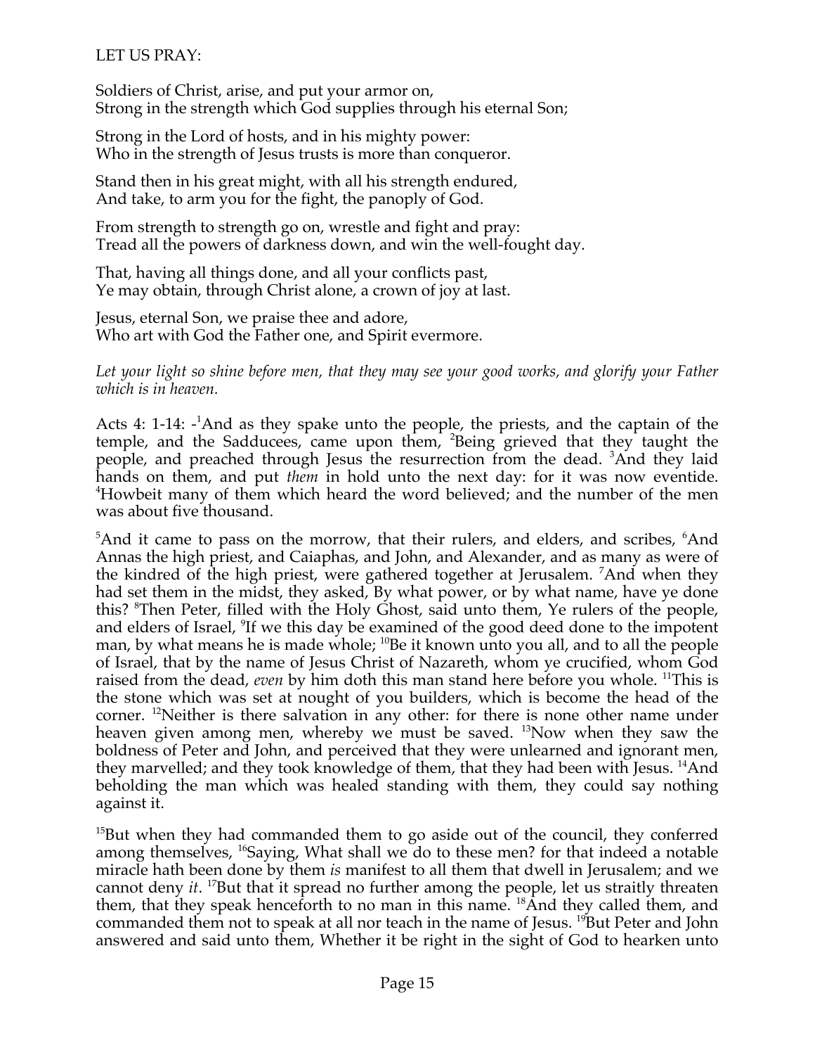LET US PRAY:

Soldiers of Christ, arise, and put your armor on,
Strong in the strength which God supplies through his eternal Son;

Strong in the Lord of hosts, and in his mighty power:
Who in the strength of Jesus trusts is more than conqueror.

Stand then in his great might, with all his strength endured,
And take, to arm you for the fight, the panoply of God.

From strength to strength go on, wrestle and fight and pray:
Tread all the powers of darkness down, and win the well-fought day.

That, having all things done, and all your conflicts past,
Ye may obtain, through Christ alone, a crown of joy at last.

Jesus, eternal Son, we praise thee and adore,
Who art with God the Father one, and Spirit evermore.

*Let your light so shine before men, that they may see your good works, and glorify your Father which is in heaven.*

Acts 4: 1-14: -[1]And as they spake unto the people, the priests, and the captain of the temple, and the Sadducees, came upon them, [2]Being grieved that they taught the people, and preached through Jesus the resurrection from the dead. [3]And they laid hands on them, and put *them* in hold unto the next day: for it was now eventide. [4]Howbeit many of them which heard the word believed; and the number of the men was about five thousand.

[5]And it came to pass on the morrow, that their rulers, and elders, and scribes, [6]And Annas the high priest, and Caiaphas, and John, and Alexander, and as many as were of the kindred of the high priest, were gathered together at Jerusalem. [7]And when they had set them in the midst, they asked, By what power, or by what name, have ye done this? [8]Then Peter, filled with the Holy Ghost, said unto them, Ye rulers of the people, and elders of Israel, [9]If we this day be examined of the good deed done to the impotent man, by what means he is made whole; [10]Be it known unto you all, and to all the people of Israel, that by the name of Jesus Christ of Nazareth, whom ye crucified, whom God raised from the dead, *even* by him doth this man stand here before you whole. [11]This is the stone which was set at nought of you builders, which is become the head of the corner. [12]Neither is there salvation in any other: for there is none other name under heaven given among men, whereby we must be saved. [13]Now when they saw the boldness of Peter and John, and perceived that they were unlearned and ignorant men, they marvelled; and they took knowledge of them, that they had been with Jesus. [14]And beholding the man which was healed standing with them, they could say nothing against it.

[15]But when they had commanded them to go aside out of the council, they conferred among themselves, [16]Saying, What shall we do to these men? for that indeed a notable miracle hath been done by them *is* manifest to all them that dwell in Jerusalem; and we cannot deny *it*. [17]But that it spread no further among the people, let us straitly threaten them, that they speak henceforth to no man in this name. [18]And they called them, and commanded them not to speak at all nor teach in the name of Jesus. [19]But Peter and John answered and said unto them, Whether it be right in the sight of God to hearken unto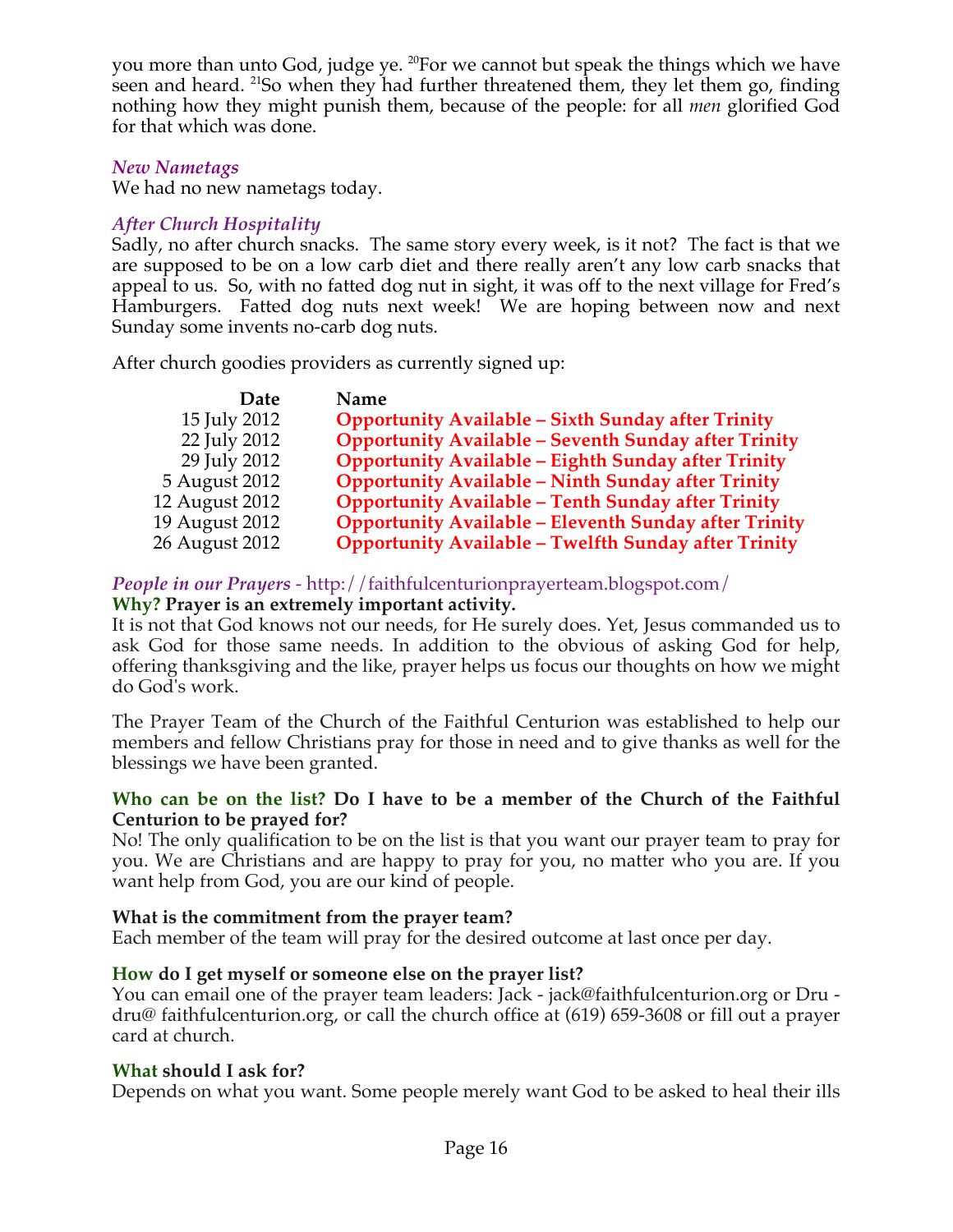you more than unto God, judge ye. [20]For we cannot but speak the things which we have seen and heard. [21]So when they had further threatened them, they let them go, finding nothing how they might punish them, because of the people: for all *men* glorified God for that which was done.

### *New Nametags*

We had no new nametags today.

### *After Church Hospitality*

Sadly, no after church snacks. The same story every week, is it not? The fact is that we are supposed to be on a low carb diet and there really aren't any low carb snacks that appeal to us. So, with no fatted dog nut in sight, it was off to the next village for Fred's Hamburgers. Fatted dog nuts next week! We are hoping between now and next Sunday some invents no-carb dog nuts.

After church goodies providers as currently signed up:

| Date | Name |
|---|---|
| 15 July 2012 | **Opportunity Available – Sixth Sunday after Trinity** |
| 22 July 2012 | **Opportunity Available – Seventh Sunday after Trinity** |
| 29 July 2012 | **Opportunity Available – Eighth Sunday after Trinity** |
| 5 August 2012 | **Opportunity Available – Ninth Sunday after Trinity** |
| 12 August 2012 | **Opportunity Available – Tenth Sunday after Trinity** |
| 19 August 2012 | **Opportunity Available – Eleventh Sunday after Trinity** |
| 26 August 2012 | **Opportunity Available – Twelfth Sunday after Trinity** |

### *People in our Prayers* - http://faithfulcenturionprayerteam.blogspot.com/

**Why? Prayer is an extremely important activity.**

It is not that God knows not our needs, for He surely does. Yet, Jesus commanded us to ask God for those same needs. In addition to the obvious of asking God for help, offering thanksgiving and the like, prayer helps us focus our thoughts on how we might do God's work.

The Prayer Team of the Church of the Faithful Centurion was established to help our members and fellow Christians pray for those in need and to give thanks as well for the blessings we have been granted.

**Who can be on the list? Do I have to be a member of the Church of the Faithful Centurion to be prayed for?**

No! The only qualification to be on the list is that you want our prayer team to pray for you. We are Christians and are happy to pray for you, no matter who you are. If you want help from God, you are our kind of people.

**What is the commitment from the prayer team?**

Each member of the team will pray for the desired outcome at last once per day.

**How do I get myself or someone else on the prayer list?**

You can email one of the prayer team leaders: Jack - jack@faithfulcenturion.org or Dru - dru@ faithfulcenturion.org, or call the church office at (619) 659-3608 or fill out a prayer card at church.

**What should I ask for?**

Depends on what you want. Some people merely want God to be asked to heal their ills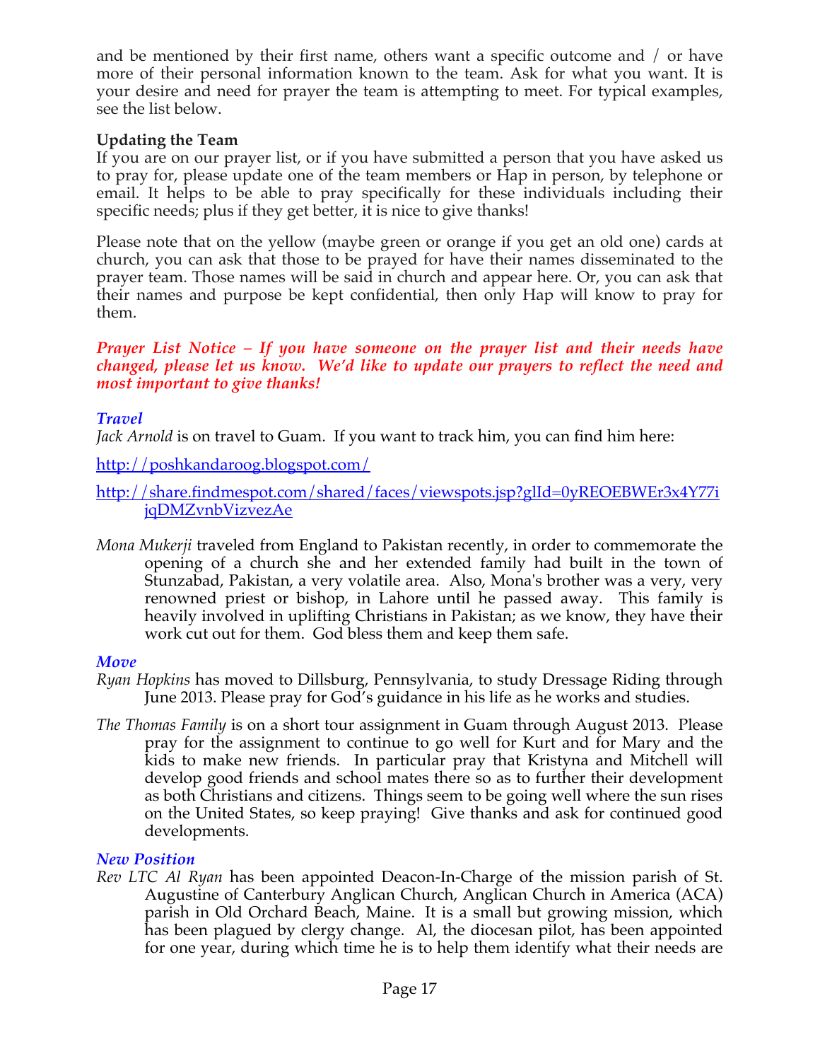and be mentioned by their first name, others want a specific outcome and / or have more of their personal information known to the team. Ask for what you want. It is your desire and need for prayer the team is attempting to meet. For typical examples, see the list below.

**Updating the Team**
If you are on our prayer list, or if you have submitted a person that you have asked us to pray for, please update one of the team members or Hap in person, by telephone or email. It helps to be able to pray specifically for these individuals including their specific needs; plus if they get better, it is nice to give thanks!

Please note that on the yellow (maybe green or orange if you get an old one) cards at church, you can ask that those to be prayed for have their names disseminated to the prayer team. Those names will be said in church and appear here. Or, you can ask that their names and purpose be kept confidential, then only Hap will know to pray for them.

***Prayer List Notice – If you have someone on the prayer list and their needs have changed, please let us know. We'd like to update our prayers to reflect the need and most important to give thanks!***

***Travel***
*Jack Arnold* is on travel to Guam. If you want to track him, you can find him here:

http://poshkandaroog.blogspot.com/

http://share.findmespot.com/shared/faces/viewspots.jsp?glId=0yREOEBWEr3x4Y77ijqDMZvnbVizvezAe

*Mona Mukerji* traveled from England to Pakistan recently, in order to commemorate the opening of a church she and her extended family had built in the town of Stunzabad, Pakistan, a very volatile area. Also, Mona's brother was a very, very renowned priest or bishop, in Lahore until he passed away. This family is heavily involved in uplifting Christians in Pakistan; as we know, they have their work cut out for them. God bless them and keep them safe.

***Move***
*Ryan Hopkins* has moved to Dillsburg, Pennsylvania, to study Dressage Riding through June 2013. Please pray for God's guidance in his life as he works and studies.

*The Thomas Family* is on a short tour assignment in Guam through August 2013. Please pray for the assignment to continue to go well for Kurt and for Mary and the kids to make new friends. In particular pray that Kristyna and Mitchell will develop good friends and school mates there so as to further their development as both Christians and citizens. Things seem to be going well where the sun rises on the United States, so keep praying! Give thanks and ask for continued good developments.

***New Position***
*Rev LTC Al Ryan* has been appointed Deacon-In-Charge of the mission parish of St. Augustine of Canterbury Anglican Church, Anglican Church in America (ACA) parish in Old Orchard Beach, Maine. It is a small but growing mission, which has been plagued by clergy change. Al, the diocesan pilot, has been appointed for one year, during which time he is to help them identify what their needs are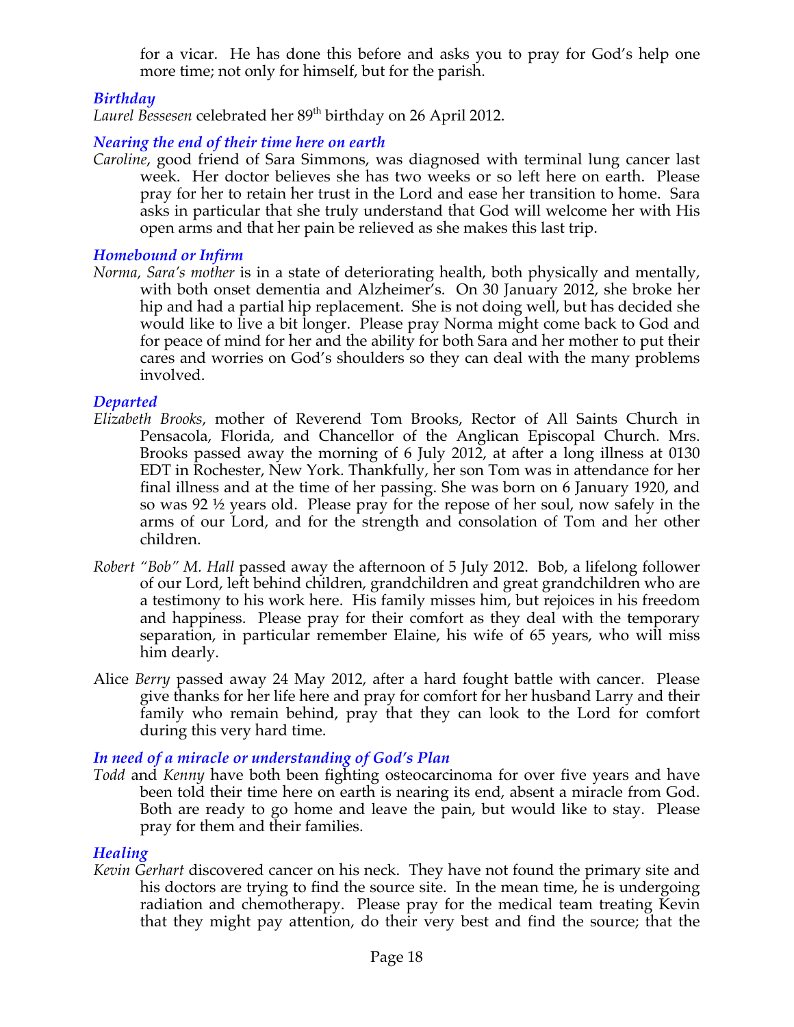for a vicar. He has done this before and asks you to pray for God's help one more time; not only for himself, but for the parish.

### *Birthday*

*Laurel Bessesen* celebrated her 89th birthday on 26 April 2012.

### *Nearing the end of their time here on earth*

*Caroline*, good friend of Sara Simmons, was diagnosed with terminal lung cancer last week. Her doctor believes she has two weeks or so left here on earth. Please pray for her to retain her trust in the Lord and ease her transition to home. Sara asks in particular that she truly understand that God will welcome her with His open arms and that her pain be relieved as she makes this last trip.

### *Homebound or Infirm*

*Norma, Sara's mother* is in a state of deteriorating health, both physically and mentally, with both onset dementia and Alzheimer's. On 30 January 2012, she broke her hip and had a partial hip replacement. She is not doing well, but has decided she would like to live a bit longer. Please pray Norma might come back to God and for peace of mind for her and the ability for both Sara and her mother to put their cares and worries on God's shoulders so they can deal with the many problems involved.

### *Departed*

*Elizabeth Brooks*, mother of Reverend Tom Brooks, Rector of All Saints Church in Pensacola, Florida, and Chancellor of the Anglican Episcopal Church. Mrs. Brooks passed away the morning of 6 July 2012, at after a long illness at 0130 EDT in Rochester, New York. Thankfully, her son Tom was in attendance for her final illness and at the time of her passing. She was born on 6 January 1920, and so was 92 ½ years old. Please pray for the repose of her soul, now safely in the arms of our Lord, and for the strength and consolation of Tom and her other children.

*Robert "Bob" M. Hall* passed away the afternoon of 5 July 2012. Bob, a lifelong follower of our Lord, left behind children, grandchildren and great grandchildren who are a testimony to his work here. His family misses him, but rejoices in his freedom and happiness. Please pray for their comfort as they deal with the temporary separation, in particular remember Elaine, his wife of 65 years, who will miss him dearly.

Alice *Berry* passed away 24 May 2012, after a hard fought battle with cancer. Please give thanks for her life here and pray for comfort for her husband Larry and their family who remain behind, pray that they can look to the Lord for comfort during this very hard time.

### *In need of a miracle or understanding of God's Plan*

*Todd* and *Kenny* have both been fighting osteocarcinoma for over five years and have been told their time here on earth is nearing its end, absent a miracle from God. Both are ready to go home and leave the pain, but would like to stay. Please pray for them and their families.

### *Healing*

*Kevin Gerhart* discovered cancer on his neck. They have not found the primary site and his doctors are trying to find the source site. In the mean time, he is undergoing radiation and chemotherapy. Please pray for the medical team treating Kevin that they might pay attention, do their very best and find the source; that the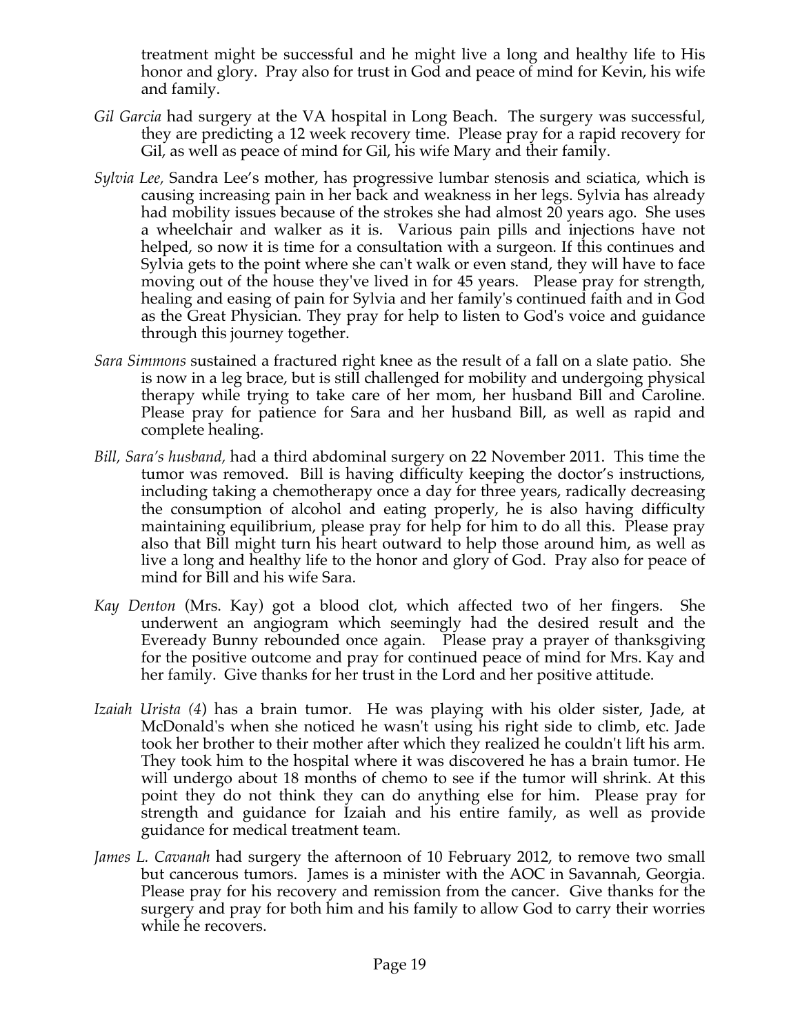treatment might be successful and he might live a long and healthy life to His honor and glory. Pray also for trust in God and peace of mind for Kevin, his wife and family.

*Gil Garcia* had surgery at the VA hospital in Long Beach. The surgery was successful, they are predicting a 12 week recovery time. Please pray for a rapid recovery for Gil, as well as peace of mind for Gil, his wife Mary and their family.

*Sylvia Lee,* Sandra Lee's mother, has progressive lumbar stenosis and sciatica, which is causing increasing pain in her back and weakness in her legs. Sylvia has already had mobility issues because of the strokes she had almost 20 years ago. She uses a wheelchair and walker as it is. Various pain pills and injections have not helped, so now it is time for a consultation with a surgeon. If this continues and Sylvia gets to the point where she can't walk or even stand, they will have to face moving out of the house they've lived in for 45 years. Please pray for strength, healing and easing of pain for Sylvia and her family's continued faith and in God as the Great Physician. They pray for help to listen to God's voice and guidance through this journey together.

*Sara Simmons* sustained a fractured right knee as the result of a fall on a slate patio. She is now in a leg brace, but is still challenged for mobility and undergoing physical therapy while trying to take care of her mom, her husband Bill and Caroline. Please pray for patience for Sara and her husband Bill, as well as rapid and complete healing.

*Bill, Sara's husband,* had a third abdominal surgery on 22 November 2011. This time the tumor was removed. Bill is having difficulty keeping the doctor's instructions, including taking a chemotherapy once a day for three years, radically decreasing the consumption of alcohol and eating properly, he is also having difficulty maintaining equilibrium, please pray for help for him to do all this. Please pray also that Bill might turn his heart outward to help those around him, as well as live a long and healthy life to the honor and glory of God. Pray also for peace of mind for Bill and his wife Sara.

*Kay Denton* (Mrs. Kay) got a blood clot, which affected two of her fingers. She underwent an angiogram which seemingly had the desired result and the Eveready Bunny rebounded once again. Please pray a prayer of thanksgiving for the positive outcome and pray for continued peace of mind for Mrs. Kay and her family. Give thanks for her trust in the Lord and her positive attitude.

*Izaiah Urista (4*) has a brain tumor. He was playing with his older sister, Jade, at McDonald's when she noticed he wasn't using his right side to climb, etc. Jade took her brother to their mother after which they realized he couldn't lift his arm. They took him to the hospital where it was discovered he has a brain tumor. He will undergo about 18 months of chemo to see if the tumor will shrink. At this point they do not think they can do anything else for him. Please pray for strength and guidance for Izaiah and his entire family, as well as provide guidance for medical treatment team.

*James L. Cavanah* had surgery the afternoon of 10 February 2012, to remove two small but cancerous tumors. James is a minister with the AOC in Savannah, Georgia. Please pray for his recovery and remission from the cancer. Give thanks for the surgery and pray for both him and his family to allow God to carry their worries while he recovers.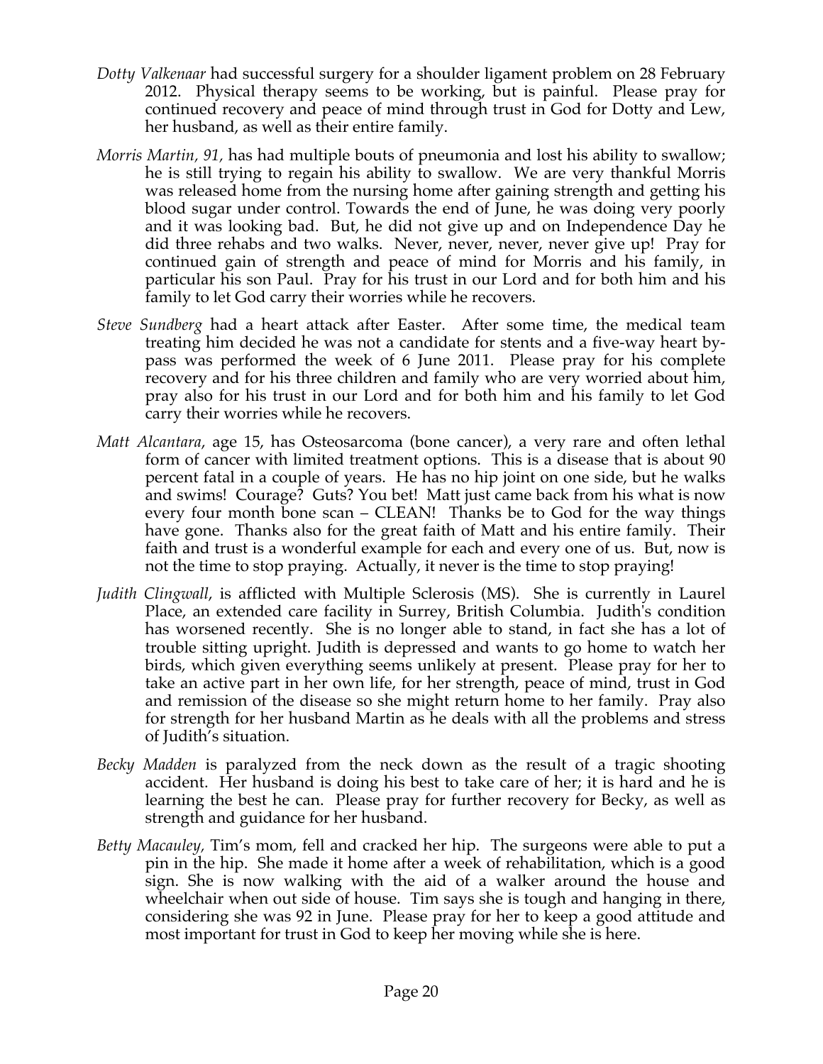- *Dotty Valkenaar* had successful surgery for a shoulder ligament problem on 28 February 2012. Physical therapy seems to be working, but is painful. Please pray for continued recovery and peace of mind through trust in God for Dotty and Lew, her husband, as well as their entire family.
- *Morris Martin, 91,* has had multiple bouts of pneumonia and lost his ability to swallow; he is still trying to regain his ability to swallow. We are very thankful Morris was released home from the nursing home after gaining strength and getting his blood sugar under control. Towards the end of June, he was doing very poorly and it was looking bad. But, he did not give up and on Independence Day he did three rehabs and two walks. Never, never, never, never give up! Pray for continued gain of strength and peace of mind for Morris and his family, in particular his son Paul. Pray for his trust in our Lord and for both him and his family to let God carry their worries while he recovers.
- *Steve Sundberg* had a heart attack after Easter. After some time, the medical team treating him decided he was not a candidate for stents and a five-way heart by-pass was performed the week of 6 June 2011. Please pray for his complete recovery and for his three children and family who are very worried about him, pray also for his trust in our Lord and for both him and his family to let God carry their worries while he recovers.
- *Matt Alcantara*, age 15, has Osteosarcoma (bone cancer), a very rare and often lethal form of cancer with limited treatment options. This is a disease that is about 90 percent fatal in a couple of years. He has no hip joint on one side, but he walks and swims! Courage? Guts? You bet! Matt just came back from his what is now every four month bone scan – CLEAN! Thanks be to God for the way things have gone. Thanks also for the great faith of Matt and his entire family. Their faith and trust is a wonderful example for each and every one of us. But, now is not the time to stop praying. Actually, it never is the time to stop praying!
- *Judith Clingwall*, is afflicted with Multiple Sclerosis (MS). She is currently in Laurel Place, an extended care facility in Surrey, British Columbia. Judith's condition has worsened recently. She is no longer able to stand, in fact she has a lot of trouble sitting upright. Judith is depressed and wants to go home to watch her birds, which given everything seems unlikely at present. Please pray for her to take an active part in her own life, for her strength, peace of mind, trust in God and remission of the disease so she might return home to her family. Pray also for strength for her husband Martin as he deals with all the problems and stress of Judith's situation.
- *Becky Madden* is paralyzed from the neck down as the result of a tragic shooting accident. Her husband is doing his best to take care of her; it is hard and he is learning the best he can. Please pray for further recovery for Becky, as well as strength and guidance for her husband.
- *Betty Macauley,* Tim's mom, fell and cracked her hip. The surgeons were able to put a pin in the hip. She made it home after a week of rehabilitation, which is a good sign. She is now walking with the aid of a walker around the house and wheelchair when out side of house. Tim says she is tough and hanging in there, considering she was 92 in June. Please pray for her to keep a good attitude and most important for trust in God to keep her moving while she is here.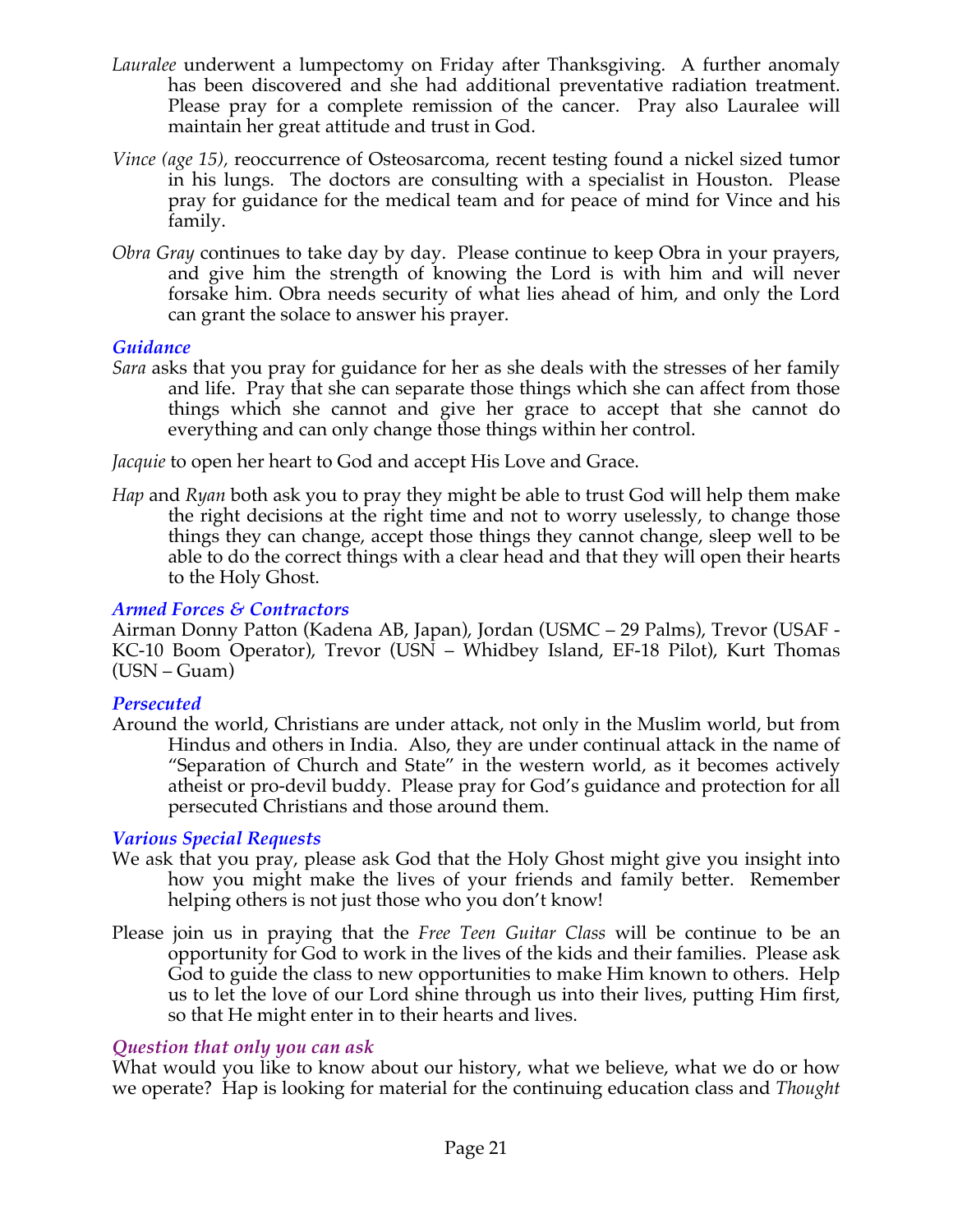*Lauralee* underwent a lumpectomy on Friday after Thanksgiving. A further anomaly has been discovered and she had additional preventative radiation treatment. Please pray for a complete remission of the cancer. Pray also Lauralee will maintain her great attitude and trust in God.

*Vince (age 15),* reoccurrence of Osteosarcoma, recent testing found a nickel sized tumor in his lungs. The doctors are consulting with a specialist in Houston. Please pray for guidance for the medical team and for peace of mind for Vince and his family.

*Obra Gray* continues to take day by day. Please continue to keep Obra in your prayers, and give him the strength of knowing the Lord is with him and will never forsake him. Obra needs security of what lies ahead of him, and only the Lord can grant the solace to answer his prayer.

### *Guidance*

*Sara* asks that you pray for guidance for her as she deals with the stresses of her family and life. Pray that she can separate those things which she can affect from those things which she cannot and give her grace to accept that she cannot do everything and can only change those things within her control.

*Jacquie* to open her heart to God and accept His Love and Grace.

*Hap* and *Ryan* both ask you to pray they might be able to trust God will help them make the right decisions at the right time and not to worry uselessly, to change those things they can change, accept those things they cannot change, sleep well to be able to do the correct things with a clear head and that they will open their hearts to the Holy Ghost.

### *Armed Forces & Contractors*

Airman Donny Patton (Kadena AB, Japan), Jordan (USMC – 29 Palms), Trevor (USAF - KC-10 Boom Operator), Trevor (USN – Whidbey Island, EF-18 Pilot), Kurt Thomas (USN – Guam)

### *Persecuted*

Around the world, Christians are under attack, not only in the Muslim world, but from Hindus and others in India. Also, they are under continual attack in the name of "Separation of Church and State" in the western world, as it becomes actively atheist or pro-devil buddy. Please pray for God's guidance and protection for all persecuted Christians and those around them.

### *Various Special Requests*

We ask that you pray, please ask God that the Holy Ghost might give you insight into how you might make the lives of your friends and family better. Remember helping others is not just those who you don't know!

Please join us in praying that the *Free Teen Guitar Class* will be continue to be an opportunity for God to work in the lives of the kids and their families. Please ask God to guide the class to new opportunities to make Him known to others. Help us to let the love of our Lord shine through us into their lives, putting Him first, so that He might enter in to their hearts and lives.

### *Question that only you can ask*

What would you like to know about our history, what we believe, what we do or how we operate? Hap is looking for material for the continuing education class and *Thought*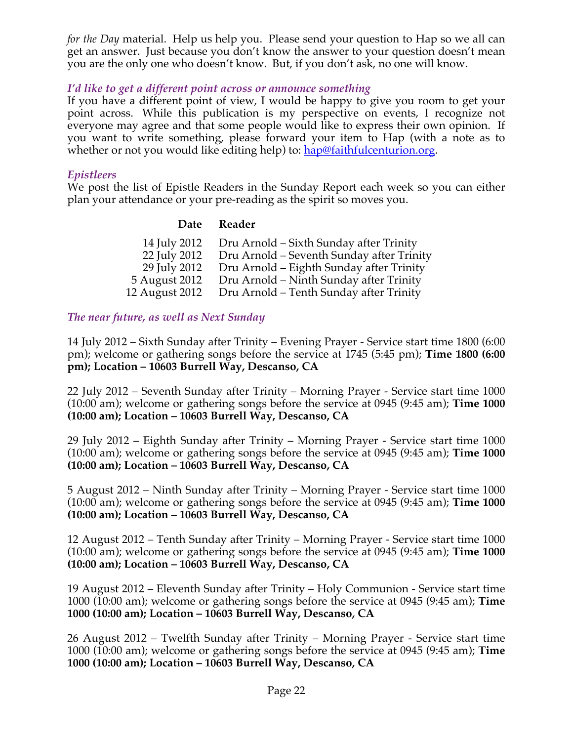*for the Day* material. Help us help you. Please send your question to Hap so we all can get an answer. Just because you don't know the answer to your question doesn't mean you are the only one who doesn't know. But, if you don't ask, no one will know.

### *I'd like to get a different point across or announce something*

If you have a different point of view, I would be happy to give you room to get your point across. While this publication is my perspective on events, I recognize not everyone may agree and that some people would like to express their own opinion. If you want to write something, please forward your item to Hap (with a note as to whether or not you would like editing help) to: hap@faithfulcenturion.org.

### *Epistleers*

We post the list of Epistle Readers in the Sunday Report each week so you can either plan your attendance or your pre-reading as the spirit so moves you.

| Date | Reader |
|---|---|
| 14 July 2012 | Dru Arnold – Sixth Sunday after Trinity |
| 22 July 2012 | Dru Arnold – Seventh Sunday after Trinity |
| 29 July 2012 | Dru Arnold – Eighth Sunday after Trinity |
| 5 August 2012 | Dru Arnold – Ninth Sunday after Trinity |
| 12 August 2012 | Dru Arnold – Tenth Sunday after Trinity |

### *The near future, as well as Next Sunday*

14 July 2012 – Sixth Sunday after Trinity – Evening Prayer - Service start time 1800 (6:00 pm); welcome or gathering songs before the service at 1745 (5:45 pm); **Time 1800 (6:00 pm); Location – 10603 Burrell Way, Descanso, CA**

22 July 2012 – Seventh Sunday after Trinity – Morning Prayer - Service start time 1000 (10:00 am); welcome or gathering songs before the service at 0945 (9:45 am); **Time 1000 (10:00 am); Location – 10603 Burrell Way, Descanso, CA**

29 July 2012 – Eighth Sunday after Trinity – Morning Prayer - Service start time 1000 (10:00 am); welcome or gathering songs before the service at 0945 (9:45 am); **Time 1000 (10:00 am); Location – 10603 Burrell Way, Descanso, CA**

5 August 2012 – Ninth Sunday after Trinity – Morning Prayer - Service start time 1000 (10:00 am); welcome or gathering songs before the service at 0945 (9:45 am); **Time 1000 (10:00 am); Location – 10603 Burrell Way, Descanso, CA**

12 August 2012 – Tenth Sunday after Trinity – Morning Prayer - Service start time 1000 (10:00 am); welcome or gathering songs before the service at 0945 (9:45 am); **Time 1000 (10:00 am); Location – 10603 Burrell Way, Descanso, CA**

19 August 2012 – Eleventh Sunday after Trinity – Holy Communion - Service start time 1000 (10:00 am); welcome or gathering songs before the service at 0945 (9:45 am); **Time 1000 (10:00 am); Location – 10603 Burrell Way, Descanso, CA**

26 August 2012 – Twelfth Sunday after Trinity – Morning Prayer - Service start time 1000 (10:00 am); welcome or gathering songs before the service at 0945 (9:45 am); **Time 1000 (10:00 am); Location – 10603 Burrell Way, Descanso, CA**